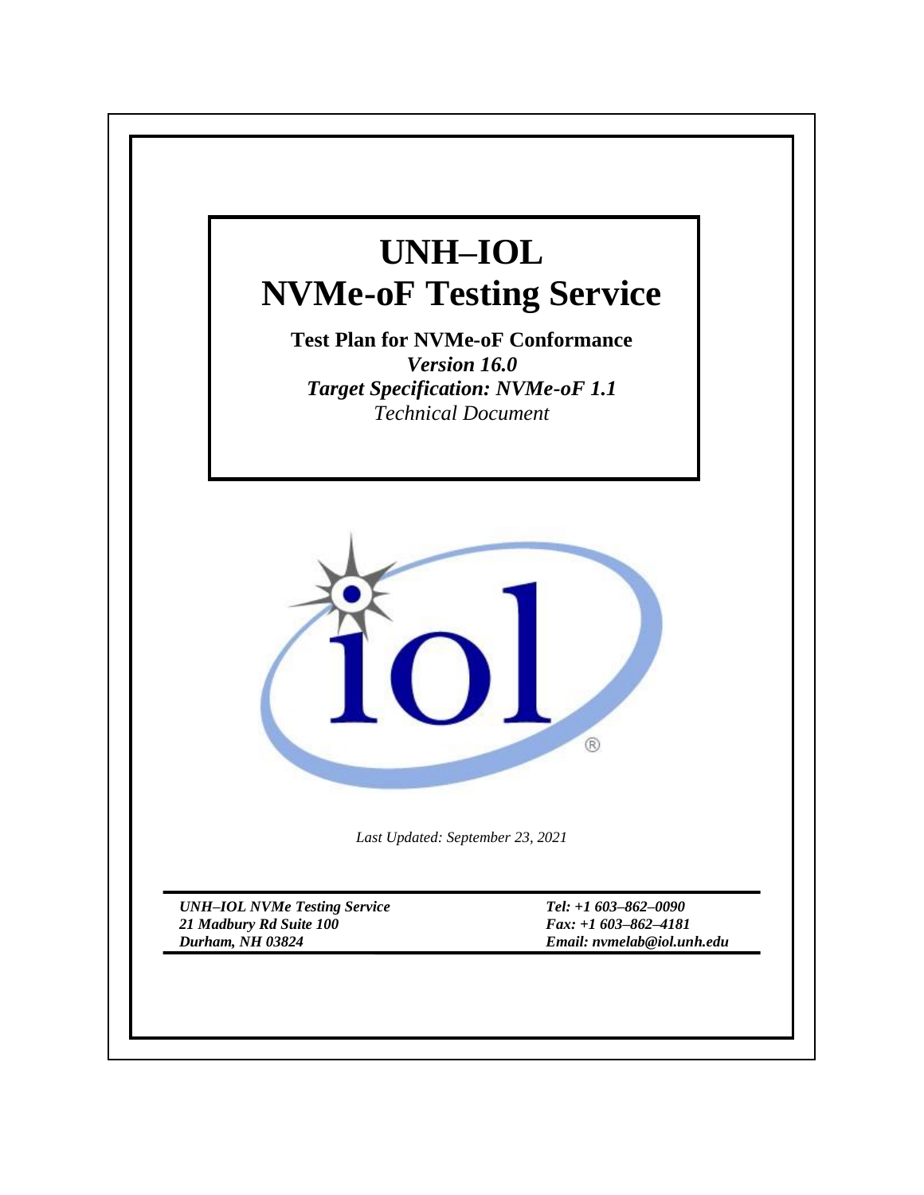# UNH–IOL
# NVMe-oF Testing Service

**Test Plan for NVMe-oF Conformance**
***Version 16.0***
***Target Specification: NVMe-oF 1.1***
*Technical Document*

*Last Updated: September 23, 2021*

| | |
|---|---|
| ***UNH–IOL NVMe Testing Service*** | ***Tel: +1 603–862–0090*** |
| ***21 Madbury Rd Suite 100*** | ***Fax: +1 603–862–4181*** |
| ***Durham, NH 03824*** | ***Email: nvmelab@iol.unh.edu*** |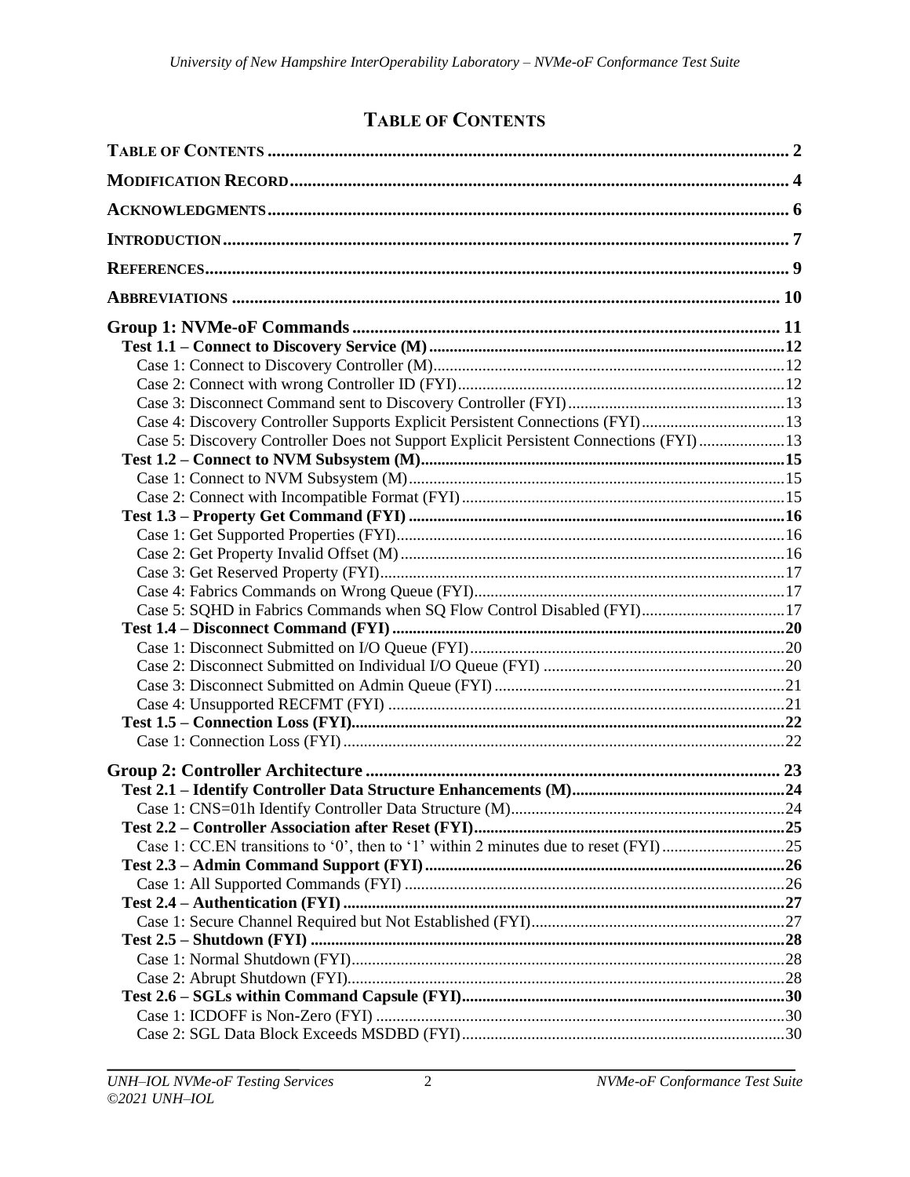# TABLE OF CONTENTS

**TABLE OF CONTENTS** ..... 2

**MODIFICATION RECORD** ..... 4

**ACKNOWLEDGMENTS** ..... 6

**INTRODUCTION** ..... 7

**REFERENCES** ..... 9

**ABBREVIATIONS** ..... 10

**Group 1: NVMe-oF Commands** ..... 11

- **Test 1.1 – Connect to Discovery Service (M)** ..... 12
  - Case 1: Connect to Discovery Controller (M) ..... 12
  - Case 2: Connect with wrong Controller ID (FYI) ..... 12
  - Case 3: Disconnect Command sent to Discovery Controller (FYI) ..... 13
  - Case 4: Discovery Controller Supports Explicit Persistent Connections (FYI) ..... 13
  - Case 5: Discovery Controller Does not Support Explicit Persistent Connections (FYI) ..... 13
- **Test 1.2 – Connect to NVM Subsystem (M)** ..... 15
  - Case 1: Connect to NVM Subsystem (M) ..... 15
  - Case 2: Connect with Incompatible Format (FYI) ..... 15
- **Test 1.3 – Property Get Command (FYI)** ..... 16
  - Case 1: Get Supported Properties (FYI) ..... 16
  - Case 2: Get Property Invalid Offset (M) ..... 16
  - Case 3: Get Reserved Property (FYI) ..... 17
  - Case 4: Fabrics Commands on Wrong Queue (FYI) ..... 17
  - Case 5: SQHD in Fabrics Commands when SQ Flow Control Disabled (FYI) ..... 17
- **Test 1.4 – Disconnect Command (FYI)** ..... 20
  - Case 1: Disconnect Submitted on I/O Queue (FYI) ..... 20
  - Case 2: Disconnect Submitted on Individual I/O Queue (FYI) ..... 20
  - Case 3: Disconnect Submitted on Admin Queue (FYI) ..... 21
  - Case 4: Unsupported RECFMT (FYI) ..... 21
- **Test 1.5 – Connection Loss (FYI)** ..... 22
  - Case 1: Connection Loss (FYI) ..... 22

**Group 2: Controller Architecture** ..... 23

- **Test 2.1 – Identify Controller Data Structure Enhancements (M)** ..... 24
  - Case 1: CNS=01h Identify Controller Data Structure (M) ..... 24
- **Test 2.2 – Controller Association after Reset (FYI)** ..... 25
  - Case 1: CC.EN transitions to '0', then to '1' within 2 minutes due to reset (FYI) ..... 25
- **Test 2.3 – Admin Command Support (FYI)** ..... 26
  - Case 1: All Supported Commands (FYI) ..... 26
- **Test 2.4 – Authentication (FYI)** ..... 27
  - Case 1: Secure Channel Required but Not Established (FYI) ..... 27
- **Test 2.5 – Shutdown (FYI)** ..... 28
  - Case 1: Normal Shutdown (FYI) ..... 28
  - Case 2: Abrupt Shutdown (FYI) ..... 28
- **Test 2.6 – SGLs within Command Capsule (FYI)** ..... 30
  - Case 1: ICDOFF is Non-Zero (FYI) ..... 30
  - Case 2: SGL Data Block Exceeds MSDBD (FYI) ..... 30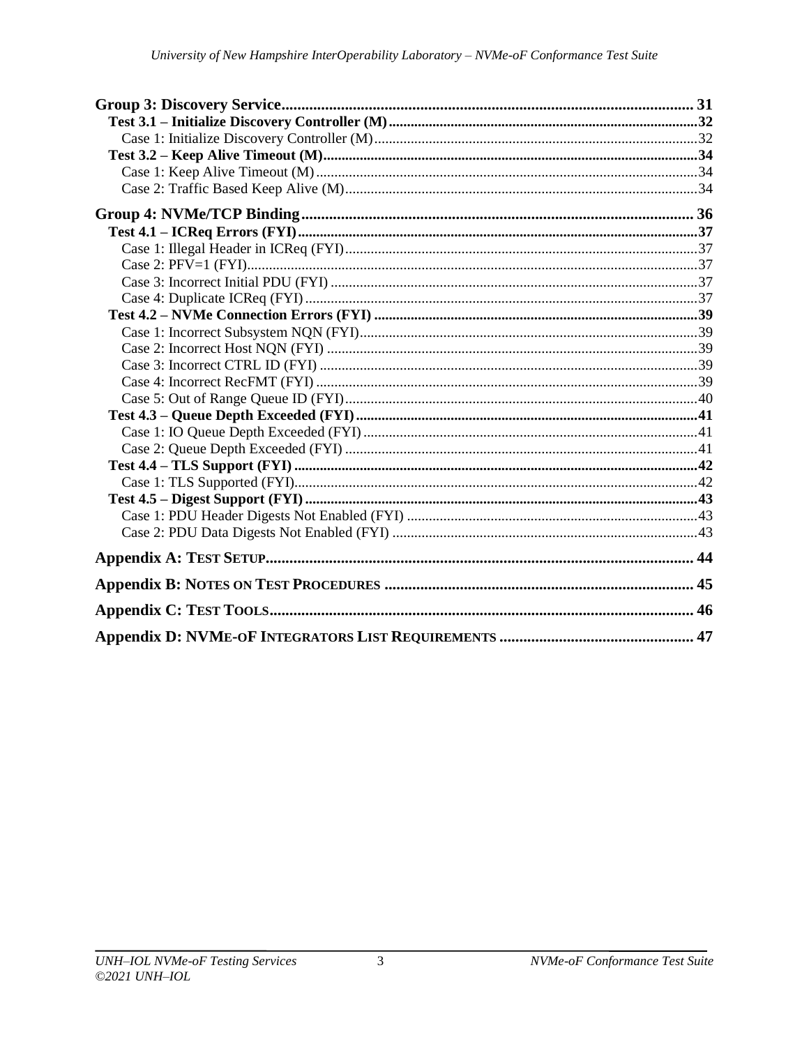**Group 3: Discovery Service** ........ 31

**Test 3.1 – Initialize Discovery Controller (M)** ........ 32

Case 1: Initialize Discovery Controller (M) ........ 32

**Test 3.2 – Keep Alive Timeout (M)** ........ 34

Case 1: Keep Alive Timeout (M) ........ 34

Case 2: Traffic Based Keep Alive (M) ........ 34

**Group 4: NVMe/TCP Binding** ........ 36

**Test 4.1 – ICReq Errors (FYI)** ........ 37

Case 1: Illegal Header in ICReq (FYI) ........ 37

Case 2: PFV=1 (FYI) ........ 37

Case 3: Incorrect Initial PDU (FYI) ........ 37

Case 4: Duplicate ICReq (FYI) ........ 37

**Test 4.2 – NVMe Connection Errors (FYI)** ........ 39

Case 1: Incorrect Subsystem NQN (FYI) ........ 39

Case 2: Incorrect Host NQN (FYI) ........ 39

Case 3: Incorrect CTRL ID (FYI) ........ 39

Case 4: Incorrect RecFMT (FYI) ........ 39

Case 5: Out of Range Queue ID (FYI) ........ 40

**Test 4.3 – Queue Depth Exceeded (FYI)** ........ 41

Case 1: IO Queue Depth Exceeded (FYI) ........ 41

Case 2: Queue Depth Exceeded (FYI) ........ 41

**Test 4.4 – TLS Support (FYI)** ........ 42

Case 1: TLS Supported (FYI) ........ 42

**Test 4.5 – Digest Support (FYI)** ........ 43

Case 1: PDU Header Digests Not Enabled (FYI) ........ 43

Case 2: PDU Data Digests Not Enabled (FYI) ........ 43

**Appendix A: Test Setup** ........ 44

**Appendix B: Notes on Test Procedures** ........ 45

**Appendix C: Test Tools** ........ 46

**Appendix D: NVMe-oF Integrators List Requirements** ........ 47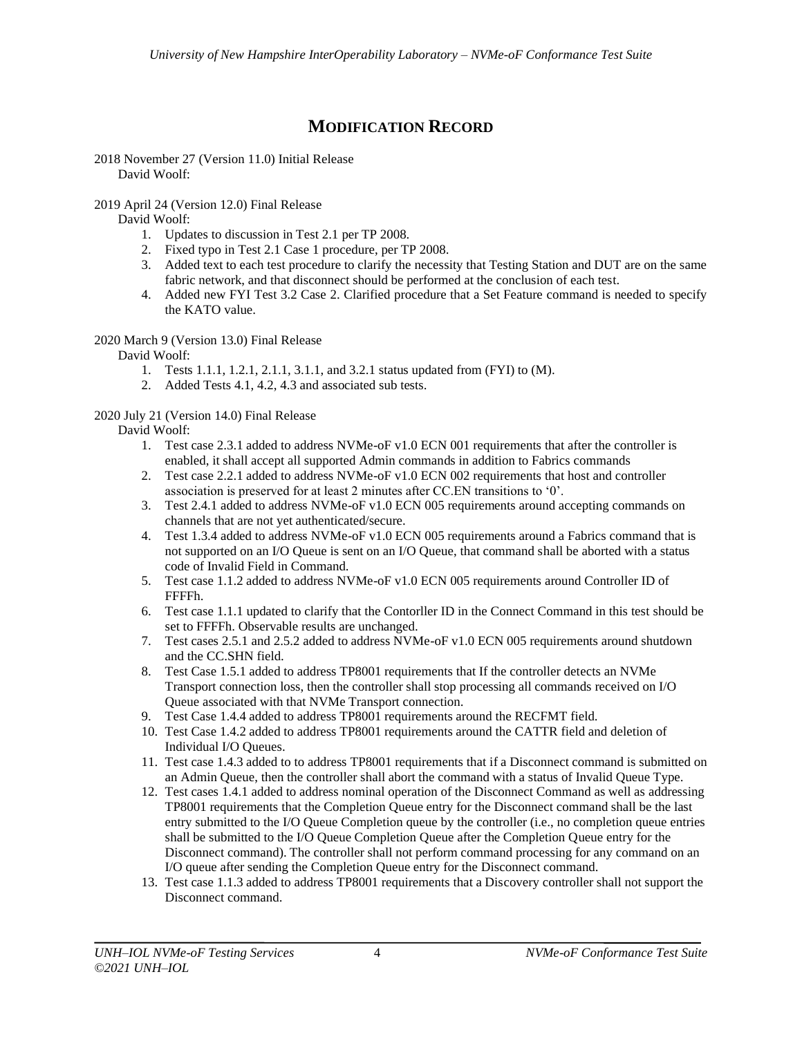# MODIFICATION RECORD

2018 November 27 (Version 11.0) Initial Release
David Woolf:

2019 April 24 (Version 12.0) Final Release
David Woolf:

1. Updates to discussion in Test 2.1 per TP 2008.
2. Fixed typo in Test 2.1 Case 1 procedure, per TP 2008.
3. Added text to each test procedure to clarify the necessity that Testing Station and DUT are on the same fabric network, and that disconnect should be performed at the conclusion of each test.
4. Added new FYI Test 3.2 Case 2. Clarified procedure that a Set Feature command is needed to specify the KATO value.

2020 March 9 (Version 13.0) Final Release
David Woolf:

1. Tests 1.1.1, 1.2.1, 2.1.1, 3.1.1, and 3.2.1 status updated from (FYI) to (M).
2. Added Tests 4.1, 4.2, 4.3 and associated sub tests.

2020 July 21 (Version 14.0) Final Release
David Woolf:

1. Test case 2.3.1 added to address NVMe-oF v1.0 ECN 001 requirements that after the controller is enabled, it shall accept all supported Admin commands in addition to Fabrics commands
2. Test case 2.2.1 added to address NVMe-oF v1.0 ECN 002 requirements that host and controller association is preserved for at least 2 minutes after CC.EN transitions to '0'.
3. Test 2.4.1 added to address NVMe-oF v1.0 ECN 005 requirements around accepting commands on channels that are not yet authenticated/secure.
4. Test 1.3.4 added to address NVMe-oF v1.0 ECN 005 requirements around a Fabrics command that is not supported on an I/O Queue is sent on an I/O Queue, that command shall be aborted with a status code of Invalid Field in Command.
5. Test case 1.1.2 added to address NVMe-oF v1.0 ECN 005 requirements around Controller ID of FFFFh.
6. Test case 1.1.1 updated to clarify that the Contorller ID in the Connect Command in this test should be set to FFFFh. Observable results are unchanged.
7. Test cases 2.5.1 and 2.5.2 added to address NVMe-oF v1.0 ECN 005 requirements around shutdown and the CC.SHN field.
8. Test Case 1.5.1 added to address TP8001 requirements that If the controller detects an NVMe Transport connection loss, then the controller shall stop processing all commands received on I/O Queue associated with that NVMe Transport connection.
9. Test Case 1.4.4 added to address TP8001 requirements around the RECFMT field.
10. Test Case 1.4.2 added to address TP8001 requirements around the CATTR field and deletion of Individual I/O Queues.
11. Test case 1.4.3 added to to address TP8001 requirements that if a Disconnect command is submitted on an Admin Queue, then the controller shall abort the command with a status of Invalid Queue Type.
12. Test cases 1.4.1 added to address nominal operation of the Disconnect Command as well as addressing TP8001 requirements that the Completion Queue entry for the Disconnect command shall be the last entry submitted to the I/O Queue Completion queue by the controller (i.e., no completion queue entries shall be submitted to the I/O Queue Completion Queue after the Completion Queue entry for the Disconnect command). The controller shall not perform command processing for any command on an I/O queue after sending the Completion Queue entry for the Disconnect command.
13. Test case 1.1.3 added to address TP8001 requirements that a Discovery controller shall not support the Disconnect command.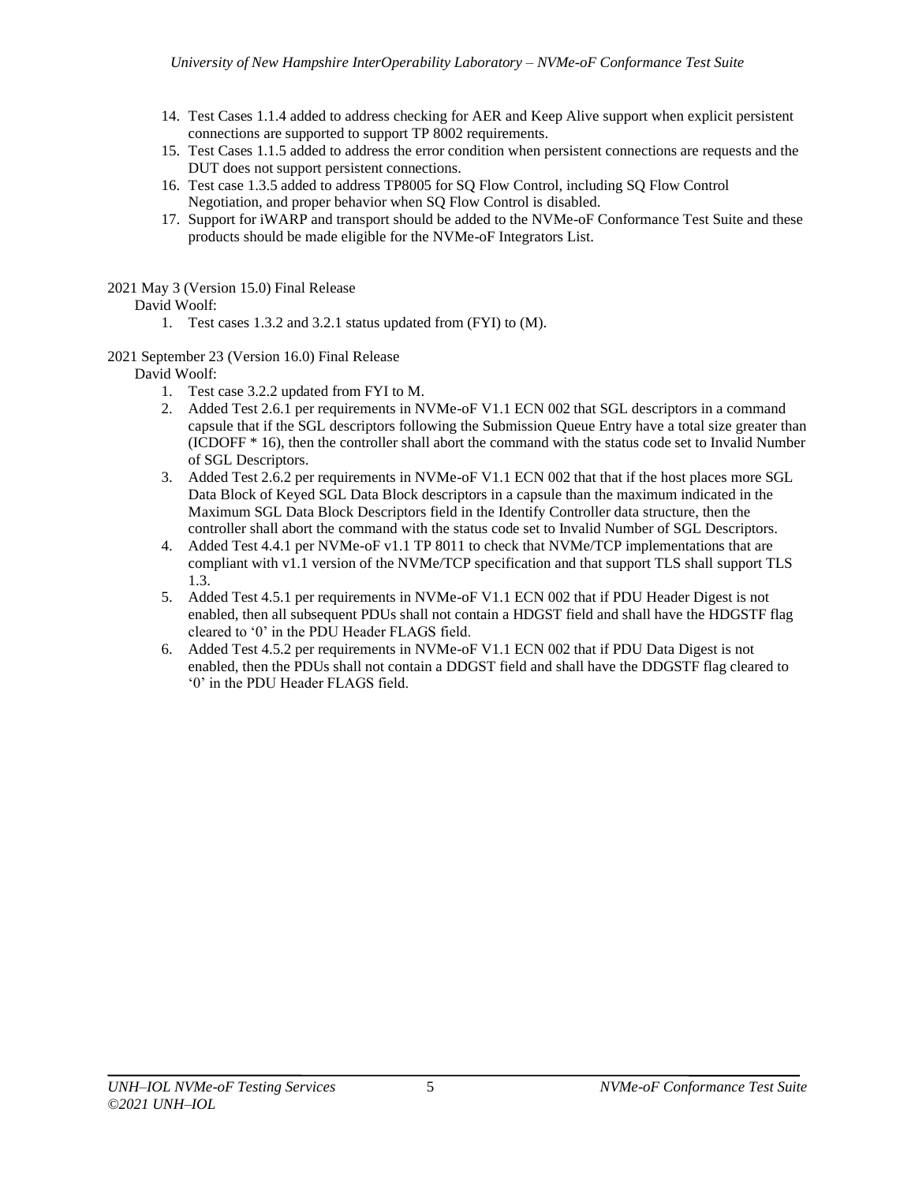14. Test Cases 1.1.4 added to address checking for AER and Keep Alive support when explicit persistent connections are supported to support TP 8002 requirements.
15. Test Cases 1.1.5 added to address the error condition when persistent connections are requests and the DUT does not support persistent connections.
16. Test case 1.3.5 added to address TP8005 for SQ Flow Control, including SQ Flow Control Negotiation, and proper behavior when SQ Flow Control is disabled.
17. Support for iWARP and transport should be added to the NVMe-oF Conformance Test Suite and these products should be made eligible for the NVMe-oF Integrators List.

2021 May 3 (Version 15.0) Final Release

David Woolf:

1. Test cases 1.3.2 and 3.2.1 status updated from (FYI) to (M).

2021 September 23 (Version 16.0) Final Release

David Woolf:

1. Test case 3.2.2 updated from FYI to M.
2. Added Test 2.6.1 per requirements in NVMe-oF V1.1 ECN 002 that SGL descriptors in a command capsule that if the SGL descriptors following the Submission Queue Entry have a total size greater than (ICDOFF * 16), then the controller shall abort the command with the status code set to Invalid Number of SGL Descriptors.
3. Added Test 2.6.2 per requirements in NVMe-oF V1.1 ECN 002 that that if the host places more SGL Data Block of Keyed SGL Data Block descriptors in a capsule than the maximum indicated in the Maximum SGL Data Block Descriptors field in the Identify Controller data structure, then the controller shall abort the command with the status code set to Invalid Number of SGL Descriptors.
4. Added Test 4.4.1 per NVMe-oF v1.1 TP 8011 to check that NVMe/TCP implementations that are compliant with v1.1 version of the NVMe/TCP specification and that support TLS shall support TLS 1.3.
5. Added Test 4.5.1 per requirements in NVMe-oF V1.1 ECN 002 that if PDU Header Digest is not enabled, then all subsequent PDUs shall not contain a HDGST field and shall have the HDGSTF flag cleared to '0' in the PDU Header FLAGS field.
6. Added Test 4.5.2 per requirements in NVMe-oF V1.1 ECN 002 that if PDU Data Digest is not enabled, then the PDUs shall not contain a DDGST field and shall have the DDGSTF flag cleared to '0' in the PDU Header FLAGS field.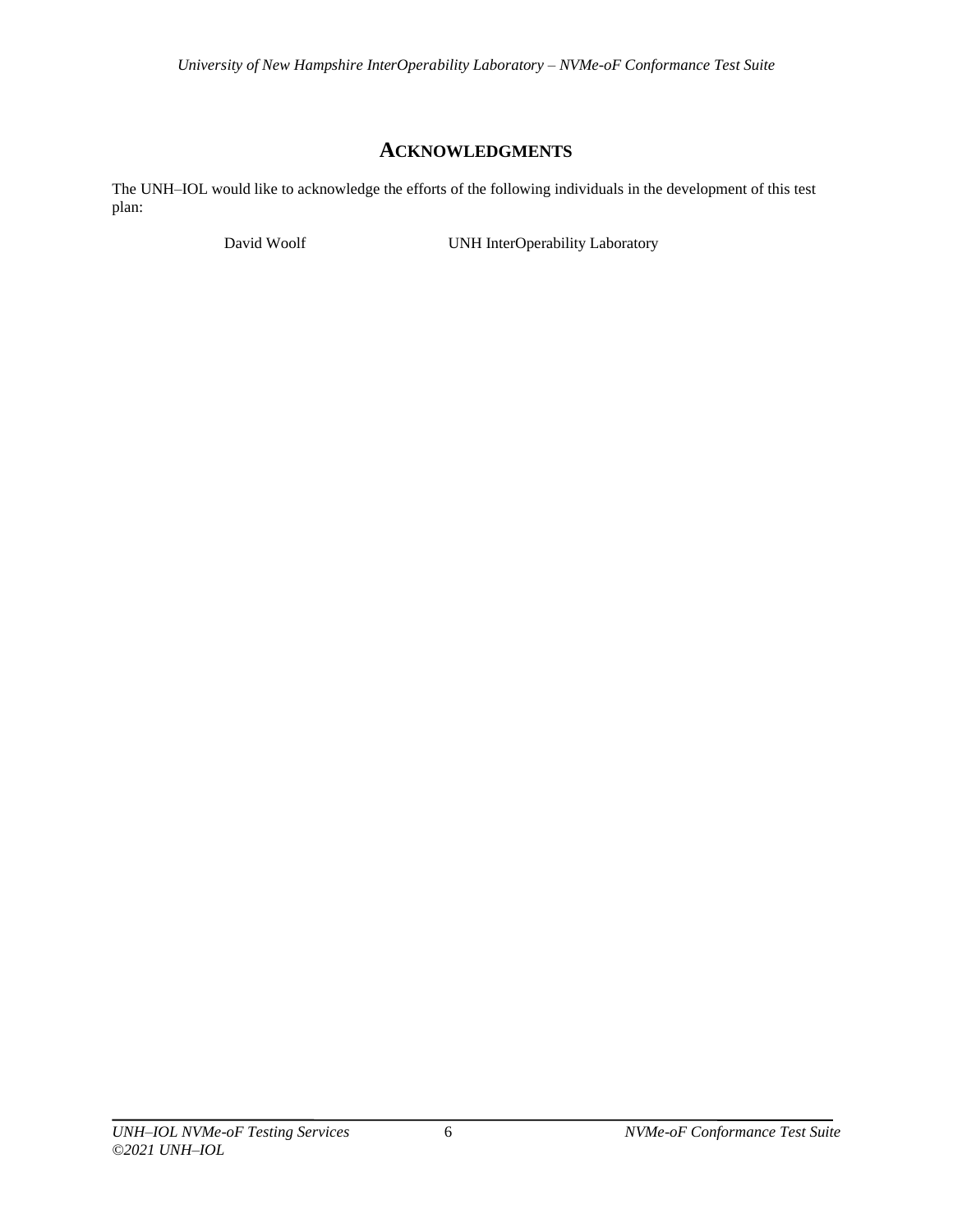# ACKNOWLEDGMENTS

The UNH–IOL would like to acknowledge the efforts of the following individuals in the development of this test plan:

| | |
|---|---|
| David Woolf | UNH InterOperability Laboratory |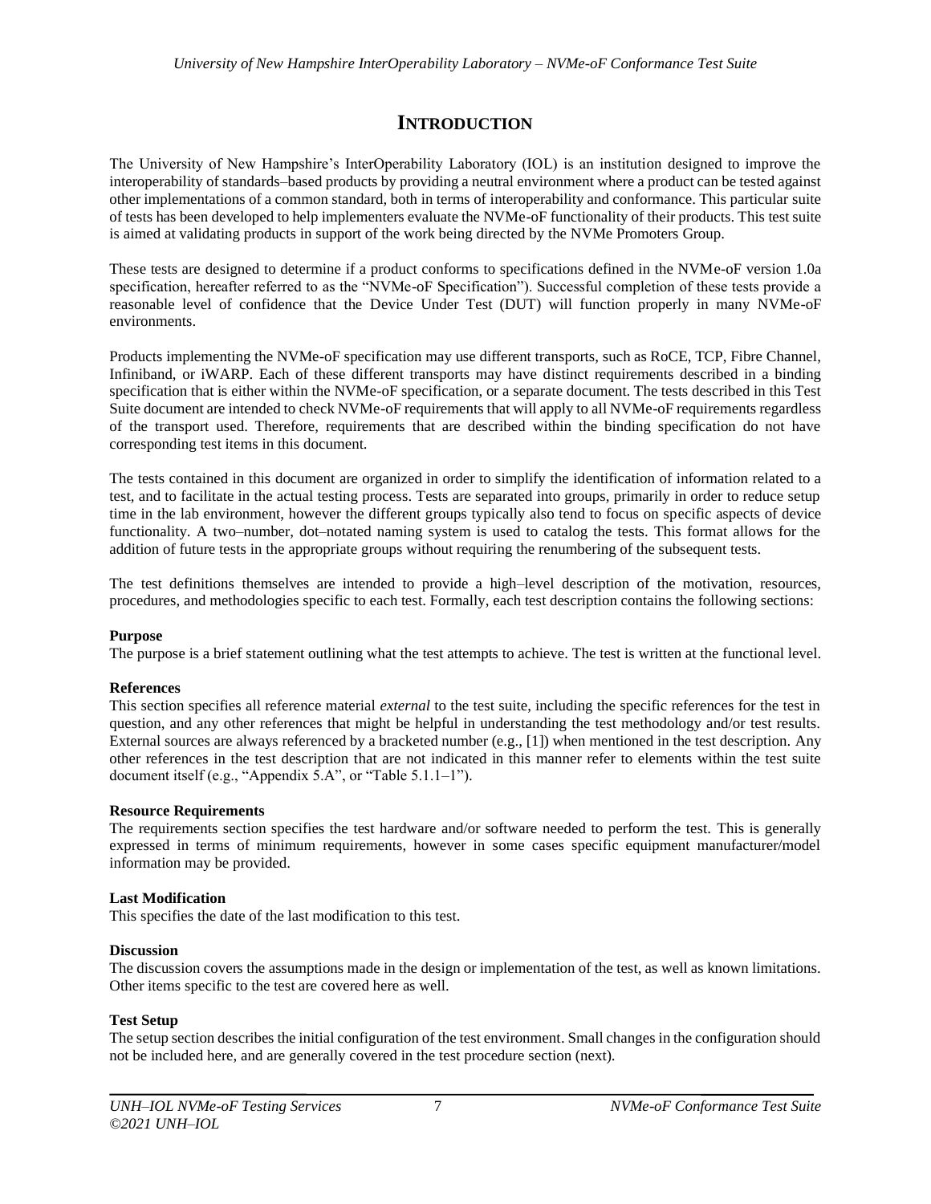# INTRODUCTION

The University of New Hampshire's InterOperability Laboratory (IOL) is an institution designed to improve the interoperability of standards–based products by providing a neutral environment where a product can be tested against other implementations of a common standard, both in terms of interoperability and conformance. This particular suite of tests has been developed to help implementers evaluate the NVMe-oF functionality of their products. This test suite is aimed at validating products in support of the work being directed by the NVMe Promoters Group.

These tests are designed to determine if a product conforms to specifications defined in the NVMe-oF version 1.0a specification, hereafter referred to as the "NVMe-oF Specification"). Successful completion of these tests provide a reasonable level of confidence that the Device Under Test (DUT) will function properly in many NVMe-oF environments.

Products implementing the NVMe-oF specification may use different transports, such as RoCE, TCP, Fibre Channel, Infiniband, or iWARP. Each of these different transports may have distinct requirements described in a binding specification that is either within the NVMe-oF specification, or a separate document. The tests described in this Test Suite document are intended to check NVMe-oF requirements that will apply to all NVMe-oF requirements regardless of the transport used. Therefore, requirements that are described within the binding specification do not have corresponding test items in this document.

The tests contained in this document are organized in order to simplify the identification of information related to a test, and to facilitate in the actual testing process. Tests are separated into groups, primarily in order to reduce setup time in the lab environment, however the different groups typically also tend to focus on specific aspects of device functionality. A two–number, dot–notated naming system is used to catalog the tests. This format allows for the addition of future tests in the appropriate groups without requiring the renumbering of the subsequent tests.

The test definitions themselves are intended to provide a high–level description of the motivation, resources, procedures, and methodologies specific to each test. Formally, each test description contains the following sections:

**Purpose**
The purpose is a brief statement outlining what the test attempts to achieve. The test is written at the functional level.

**References**
This section specifies all reference material *external* to the test suite, including the specific references for the test in question, and any other references that might be helpful in understanding the test methodology and/or test results. External sources are always referenced by a bracketed number (e.g., [1]) when mentioned in the test description. Any other references in the test description that are not indicated in this manner refer to elements within the test suite document itself (e.g., "Appendix 5.A", or "Table 5.1.1–1").

**Resource Requirements**
The requirements section specifies the test hardware and/or software needed to perform the test. This is generally expressed in terms of minimum requirements, however in some cases specific equipment manufacturer/model information may be provided.

**Last Modification**
This specifies the date of the last modification to this test.

**Discussion**
The discussion covers the assumptions made in the design or implementation of the test, as well as known limitations. Other items specific to the test are covered here as well.

**Test Setup**
The setup section describes the initial configuration of the test environment. Small changes in the configuration should not be included here, and are generally covered in the test procedure section (next).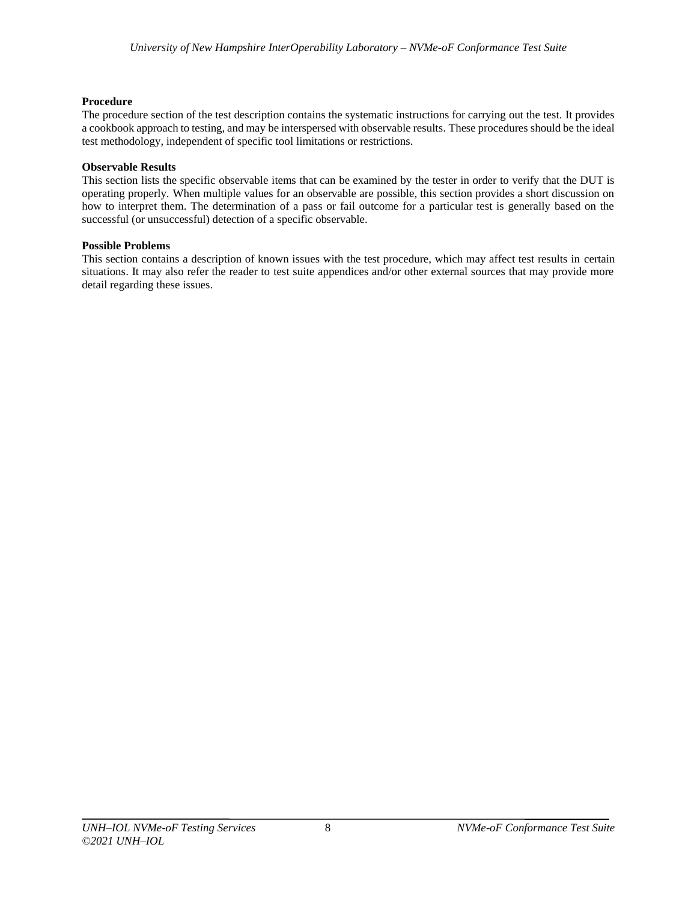**Procedure**

The procedure section of the test description contains the systematic instructions for carrying out the test. It provides a cookbook approach to testing, and may be interspersed with observable results. These procedures should be the ideal test methodology, independent of specific tool limitations or restrictions.

**Observable Results**

This section lists the specific observable items that can be examined by the tester in order to verify that the DUT is operating properly. When multiple values for an observable are possible, this section provides a short discussion on how to interpret them. The determination of a pass or fail outcome for a particular test is generally based on the successful (or unsuccessful) detection of a specific observable.

**Possible Problems**

This section contains a description of known issues with the test procedure, which may affect test results in certain situations. It may also refer the reader to test suite appendices and/or other external sources that may provide more detail regarding these issues.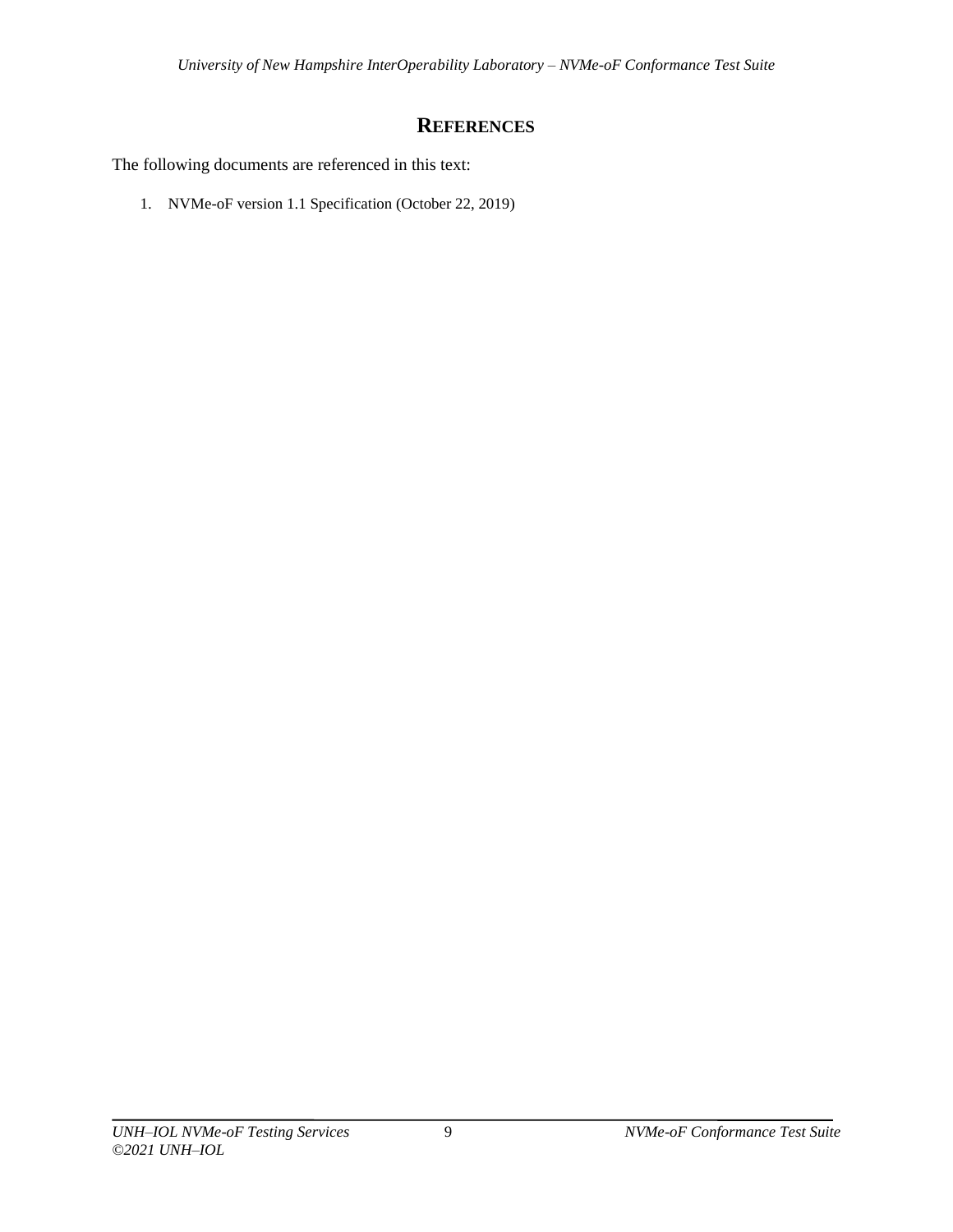# REFERENCES

The following documents are referenced in this text:

1. NVMe-oF version 1.1 Specification (October 22, 2019)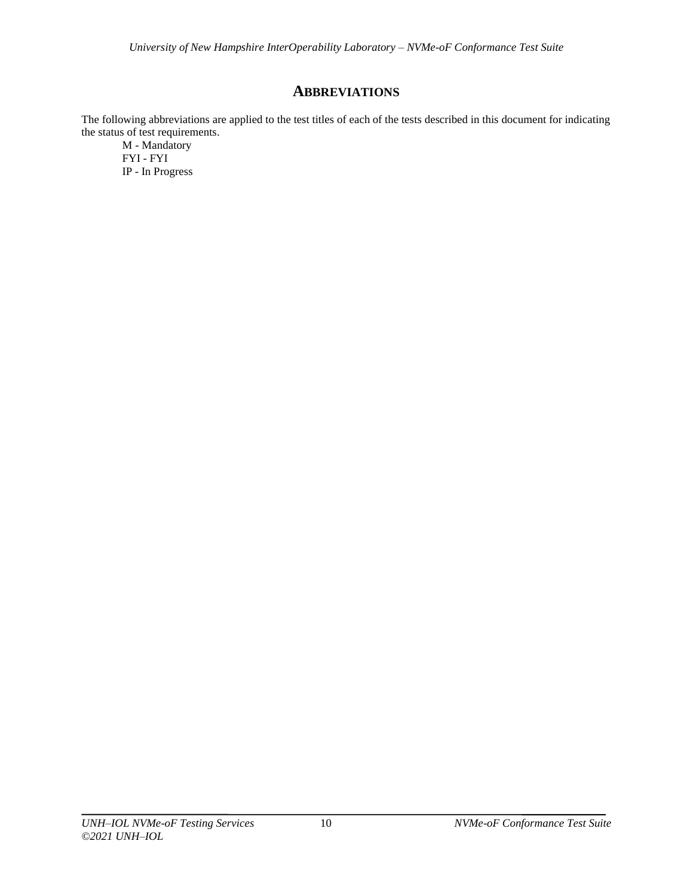## ABBREVIATIONS

The following abbreviations are applied to the test titles of each of the tests described in this document for indicating the status of test requirements.

- M - Mandatory
- FYI - FYI
- IP - In Progress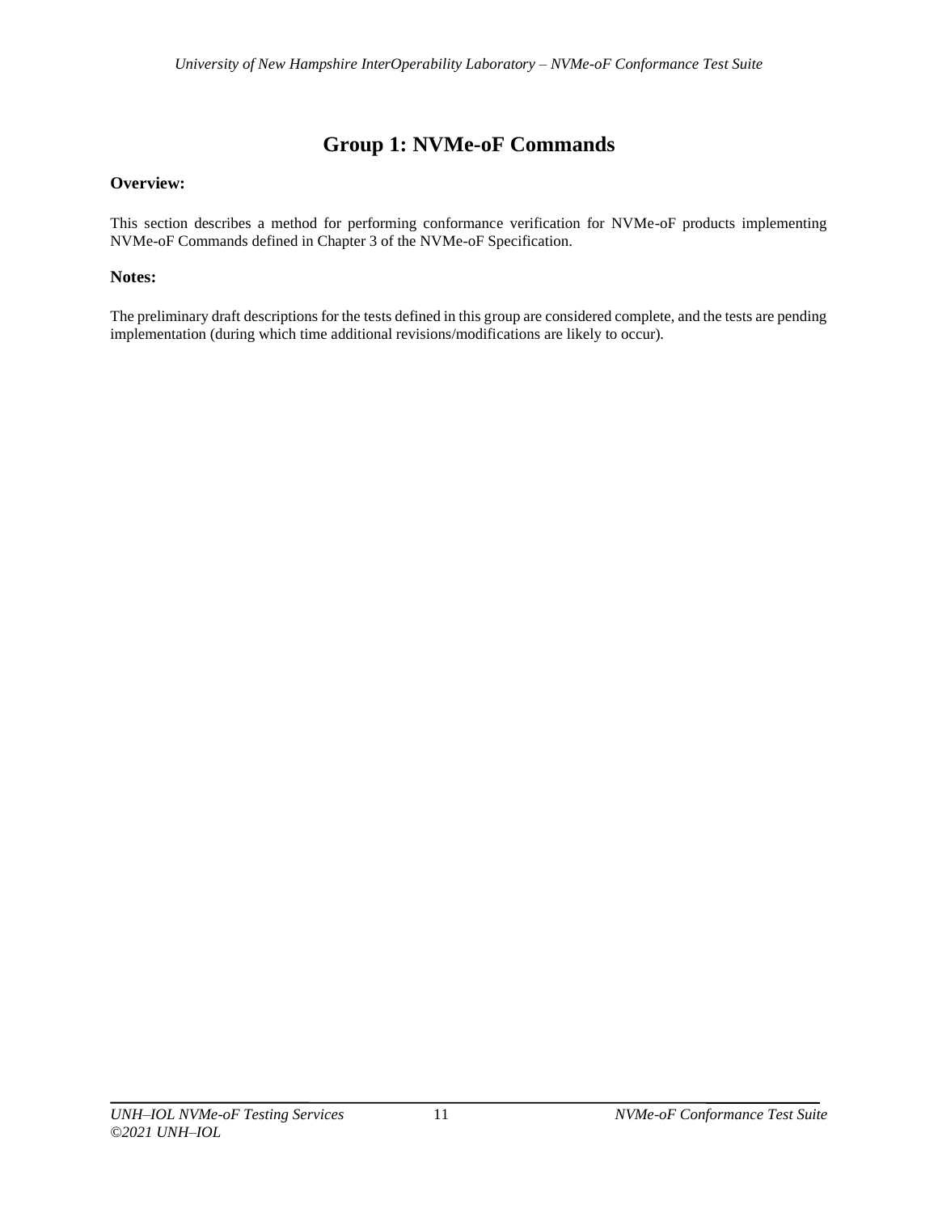# Group 1: NVMe-oF Commands

**Overview:**

This section describes a method for performing conformance verification for NVMe-oF products implementing NVMe-oF Commands defined in Chapter 3 of the NVMe-oF Specification.

**Notes:**

The preliminary draft descriptions for the tests defined in this group are considered complete, and the tests are pending implementation (during which time additional revisions/modifications are likely to occur).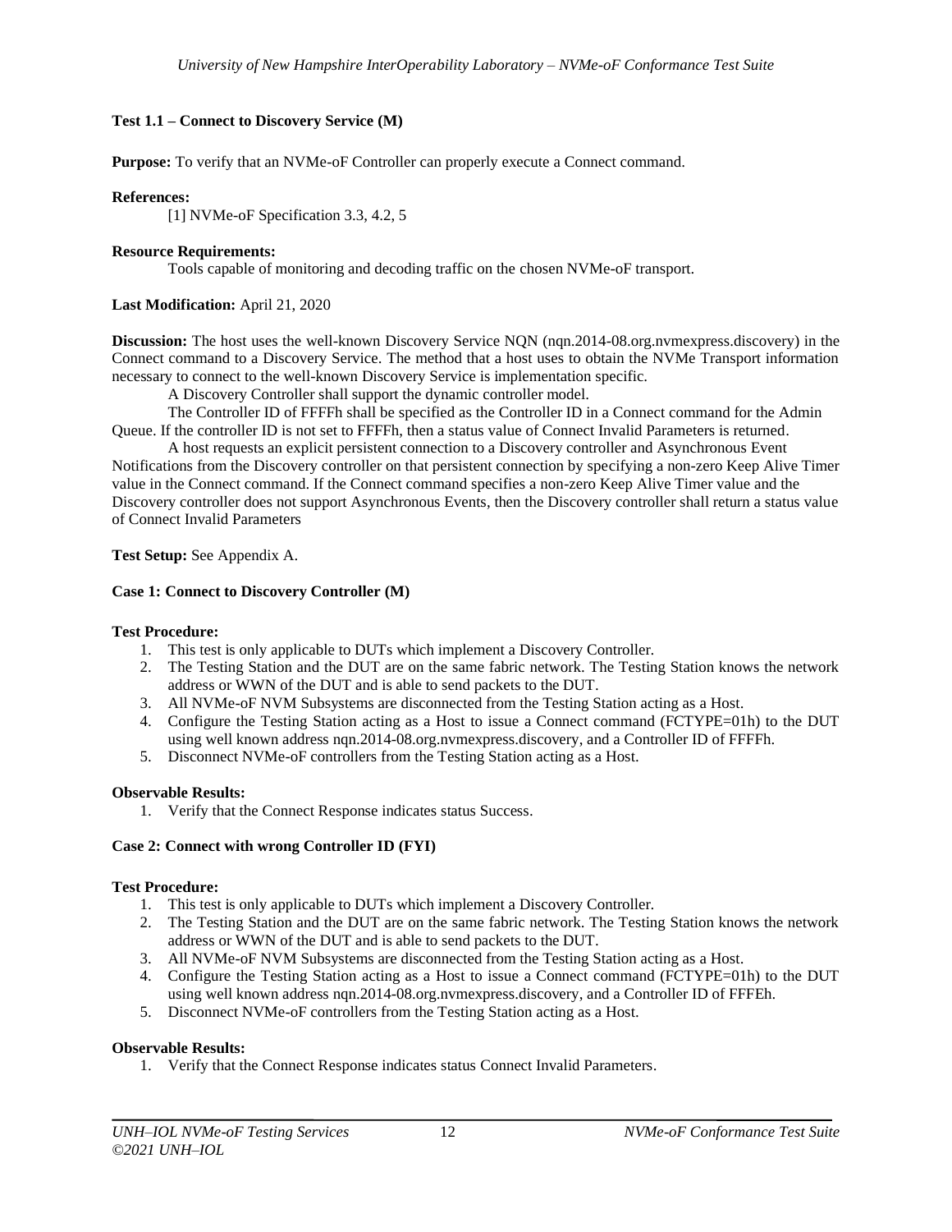### Test 1.1 – Connect to Discovery Service (M)

**Purpose:** To verify that an NVMe-oF Controller can properly execute a Connect command.

**References:**

[1] NVMe-oF Specification 3.3, 4.2, 5

**Resource Requirements:**

Tools capable of monitoring and decoding traffic on the chosen NVMe-oF transport.

**Last Modification:** April 21, 2020

**Discussion:** The host uses the well-known Discovery Service NQN (nqn.2014-08.org.nvmexpress.discovery) in the Connect command to a Discovery Service. The method that a host uses to obtain the NVMe Transport information necessary to connect to the well-known Discovery Service is implementation specific.

A Discovery Controller shall support the dynamic controller model.

The Controller ID of FFFFh shall be specified as the Controller ID in a Connect command for the Admin Queue. If the controller ID is not set to FFFFh, then a status value of Connect Invalid Parameters is returned.

A host requests an explicit persistent connection to a Discovery controller and Asynchronous Event Notifications from the Discovery controller on that persistent connection by specifying a non-zero Keep Alive Timer value in the Connect command. If the Connect command specifies a non-zero Keep Alive Timer value and the Discovery controller does not support Asynchronous Events, then the Discovery controller shall return a status value of Connect Invalid Parameters

**Test Setup:** See Appendix A.

**Case 1: Connect to Discovery Controller (M)**

**Test Procedure:**

1. This test is only applicable to DUTs which implement a Discovery Controller.
2. The Testing Station and the DUT are on the same fabric network. The Testing Station knows the network address or WWN of the DUT and is able to send packets to the DUT.
3. All NVMe-oF NVM Subsystems are disconnected from the Testing Station acting as a Host.
4. Configure the Testing Station acting as a Host to issue a Connect command (FCTYPE=01h) to the DUT using well known address nqn.2014-08.org.nvmexpress.discovery, and a Controller ID of FFFFh.
5. Disconnect NVMe-oF controllers from the Testing Station acting as a Host.

**Observable Results:**

1. Verify that the Connect Response indicates status Success.

**Case 2: Connect with wrong Controller ID (FYI)**

**Test Procedure:**

1. This test is only applicable to DUTs which implement a Discovery Controller.
2. The Testing Station and the DUT are on the same fabric network. The Testing Station knows the network address or WWN of the DUT and is able to send packets to the DUT.
3. All NVMe-oF NVM Subsystems are disconnected from the Testing Station acting as a Host.
4. Configure the Testing Station acting as a Host to issue a Connect command (FCTYPE=01h) to the DUT using well known address nqn.2014-08.org.nvmexpress.discovery, and a Controller ID of FFFEh.
5. Disconnect NVMe-oF controllers from the Testing Station acting as a Host.

**Observable Results:**

1. Verify that the Connect Response indicates status Connect Invalid Parameters.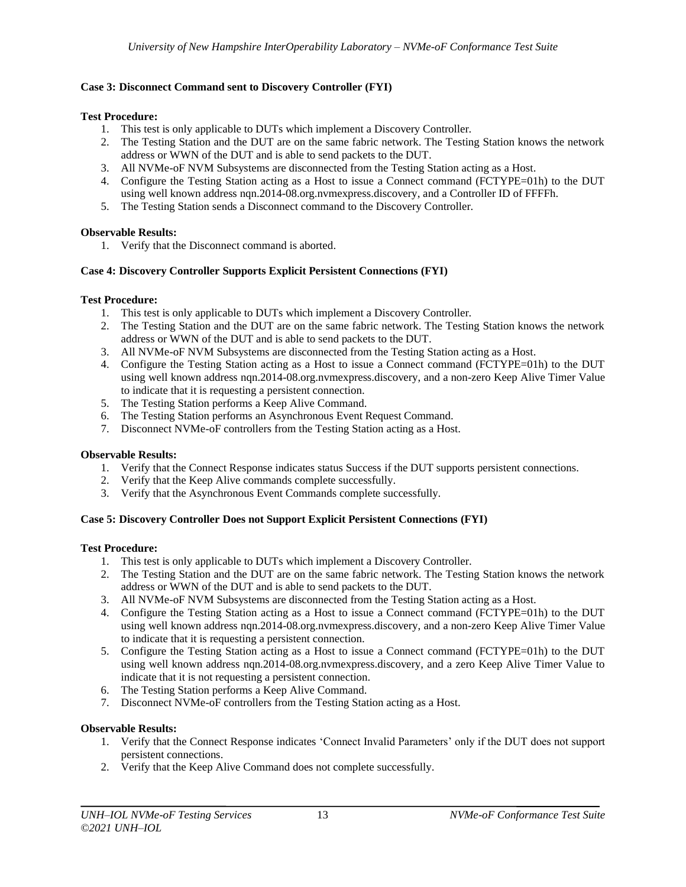**Case 3: Disconnect Command sent to Discovery Controller (FYI)**

**Test Procedure:**

1. This test is only applicable to DUTs which implement a Discovery Controller.
2. The Testing Station and the DUT are on the same fabric network. The Testing Station knows the network address or WWN of the DUT and is able to send packets to the DUT.
3. All NVMe-oF NVM Subsystems are disconnected from the Testing Station acting as a Host.
4. Configure the Testing Station acting as a Host to issue a Connect command (FCTYPE=01h) to the DUT using well known address nqn.2014-08.org.nvmexpress.discovery, and a Controller ID of FFFFh.
5. The Testing Station sends a Disconnect command to the Discovery Controller.

**Observable Results:**

1. Verify that the Disconnect command is aborted.

**Case 4: Discovery Controller Supports Explicit Persistent Connections (FYI)**

**Test Procedure:**

1. This test is only applicable to DUTs which implement a Discovery Controller.
2. The Testing Station and the DUT are on the same fabric network. The Testing Station knows the network address or WWN of the DUT and is able to send packets to the DUT.
3. All NVMe-oF NVM Subsystems are disconnected from the Testing Station acting as a Host.
4. Configure the Testing Station acting as a Host to issue a Connect command (FCTYPE=01h) to the DUT using well known address nqn.2014-08.org.nvmexpress.discovery, and a non-zero Keep Alive Timer Value to indicate that it is requesting a persistent connection.
5. The Testing Station performs a Keep Alive Command.
6. The Testing Station performs an Asynchronous Event Request Command.
7. Disconnect NVMe-oF controllers from the Testing Station acting as a Host.

**Observable Results:**

1. Verify that the Connect Response indicates status Success if the DUT supports persistent connections.
2. Verify that the Keep Alive commands complete successfully.
3. Verify that the Asynchronous Event Commands complete successfully.

**Case 5: Discovery Controller Does not Support Explicit Persistent Connections (FYI)**

**Test Procedure:**

1. This test is only applicable to DUTs which implement a Discovery Controller.
2. The Testing Station and the DUT are on the same fabric network. The Testing Station knows the network address or WWN of the DUT and is able to send packets to the DUT.
3. All NVMe-oF NVM Subsystems are disconnected from the Testing Station acting as a Host.
4. Configure the Testing Station acting as a Host to issue a Connect command (FCTYPE=01h) to the DUT using well known address nqn.2014-08.org.nvmexpress.discovery, and a non-zero Keep Alive Timer Value to indicate that it is requesting a persistent connection.
5. Configure the Testing Station acting as a Host to issue a Connect command (FCTYPE=01h) to the DUT using well known address nqn.2014-08.org.nvmexpress.discovery, and a zero Keep Alive Timer Value to indicate that it is not requesting a persistent connection.
6. The Testing Station performs a Keep Alive Command.
7. Disconnect NVMe-oF controllers from the Testing Station acting as a Host.

**Observable Results:**

1. Verify that the Connect Response indicates 'Connect Invalid Parameters' only if the DUT does not support persistent connections.
2. Verify that the Keep Alive Command does not complete successfully.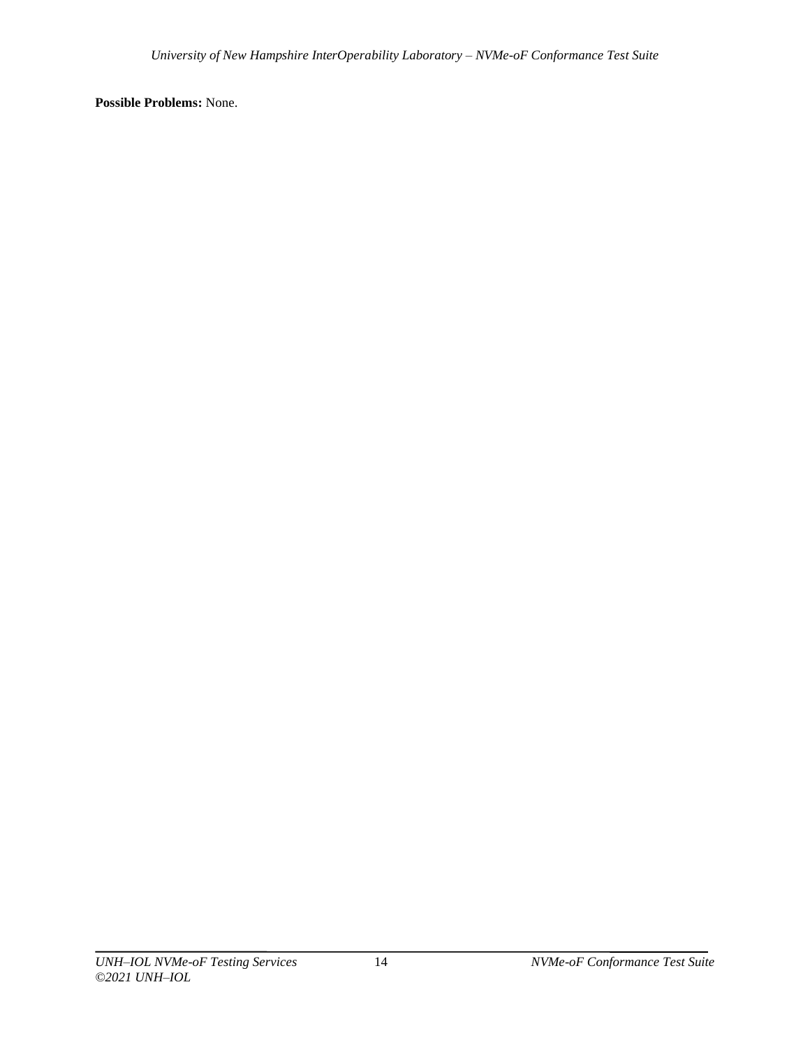**Possible Problems:** None.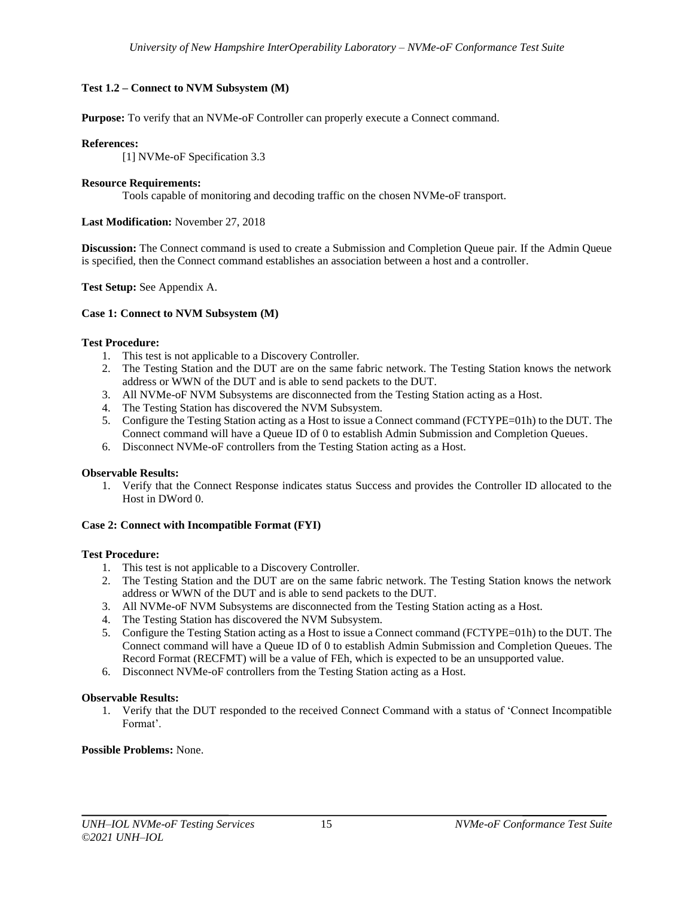### Test 1.2 – Connect to NVM Subsystem (M)

**Purpose:** To verify that an NVMe-oF Controller can properly execute a Connect command.

**References:**

[1] NVMe-oF Specification 3.3

**Resource Requirements:**

Tools capable of monitoring and decoding traffic on the chosen NVMe-oF transport.

**Last Modification:** November 27, 2018

**Discussion:** The Connect command is used to create a Submission and Completion Queue pair. If the Admin Queue is specified, then the Connect command establishes an association between a host and a controller.

**Test Setup:** See Appendix A.

#### Case 1: Connect to NVM Subsystem (M)

**Test Procedure:**

1. This test is not applicable to a Discovery Controller.
2. The Testing Station and the DUT are on the same fabric network. The Testing Station knows the network address or WWN of the DUT and is able to send packets to the DUT.
3. All NVMe-oF NVM Subsystems are disconnected from the Testing Station acting as a Host.
4. The Testing Station has discovered the NVM Subsystem.
5. Configure the Testing Station acting as a Host to issue a Connect command (FCTYPE=01h) to the DUT. The Connect command will have a Queue ID of 0 to establish Admin Submission and Completion Queues.
6. Disconnect NVMe-oF controllers from the Testing Station acting as a Host.

**Observable Results:**

1. Verify that the Connect Response indicates status Success and provides the Controller ID allocated to the Host in DWord 0.

#### Case 2: Connect with Incompatible Format (FYI)

**Test Procedure:**

1. This test is not applicable to a Discovery Controller.
2. The Testing Station and the DUT are on the same fabric network. The Testing Station knows the network address or WWN of the DUT and is able to send packets to the DUT.
3. All NVMe-oF NVM Subsystems are disconnected from the Testing Station acting as a Host.
4. The Testing Station has discovered the NVM Subsystem.
5. Configure the Testing Station acting as a Host to issue a Connect command (FCTYPE=01h) to the DUT. The Connect command will have a Queue ID of 0 to establish Admin Submission and Completion Queues. The Record Format (RECFMT) will be a value of FEh, which is expected to be an unsupported value.
6. Disconnect NVMe-oF controllers from the Testing Station acting as a Host.

**Observable Results:**

1. Verify that the DUT responded to the received Connect Command with a status of 'Connect Incompatible Format'.

**Possible Problems:** None.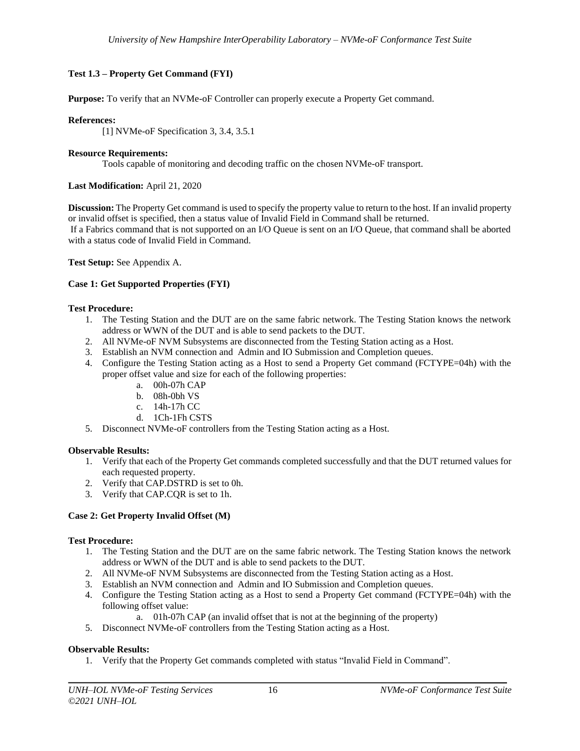### Test 1.3 – Property Get Command (FYI)

**Purpose:** To verify that an NVMe-oF Controller can properly execute a Property Get command.

**References:**

[1] NVMe-oF Specification 3, 3.4, 3.5.1

**Resource Requirements:**

Tools capable of monitoring and decoding traffic on the chosen NVMe-oF transport.

**Last Modification:** April 21, 2020

**Discussion:** The Property Get command is used to specify the property value to return to the host. If an invalid property or invalid offset is specified, then a status value of Invalid Field in Command shall be returned.
If a Fabrics command that is not supported on an I/O Queue is sent on an I/O Queue, that command shall be aborted with a status code of Invalid Field in Command.

**Test Setup:** See Appendix A.

#### Case 1: Get Supported Properties (FYI)

**Test Procedure:**

1. The Testing Station and the DUT are on the same fabric network. The Testing Station knows the network address or WWN of the DUT and is able to send packets to the DUT.
2. All NVMe-oF NVM Subsystems are disconnected from the Testing Station acting as a Host.
3. Establish an NVM connection and Admin and IO Submission and Completion queues.
4. Configure the Testing Station acting as a Host to send a Property Get command (FCTYPE=04h) with the proper offset value and size for each of the following properties:
   a. 00h-07h CAP
   b. 08h-0bh VS
   c. 14h-17h CC
   d. 1Ch-1Fh CSTS
5. Disconnect NVMe-oF controllers from the Testing Station acting as a Host.

**Observable Results:**

1. Verify that each of the Property Get commands completed successfully and that the DUT returned values for each requested property.
2. Verify that CAP.DSTRD is set to 0h.
3. Verify that CAP.CQR is set to 1h.

#### Case 2: Get Property Invalid Offset (M)

**Test Procedure:**

1. The Testing Station and the DUT are on the same fabric network. The Testing Station knows the network address or WWN of the DUT and is able to send packets to the DUT.
2. All NVMe-oF NVM Subsystems are disconnected from the Testing Station acting as a Host.
3. Establish an NVM connection and Admin and IO Submission and Completion queues.
4. Configure the Testing Station acting as a Host to send a Property Get command (FCTYPE=04h) with the following offset value:
   a. 01h-07h CAP (an invalid offset that is not at the beginning of the property)
5. Disconnect NVMe-oF controllers from the Testing Station acting as a Host.

**Observable Results:**

1. Verify that the Property Get commands completed with status "Invalid Field in Command".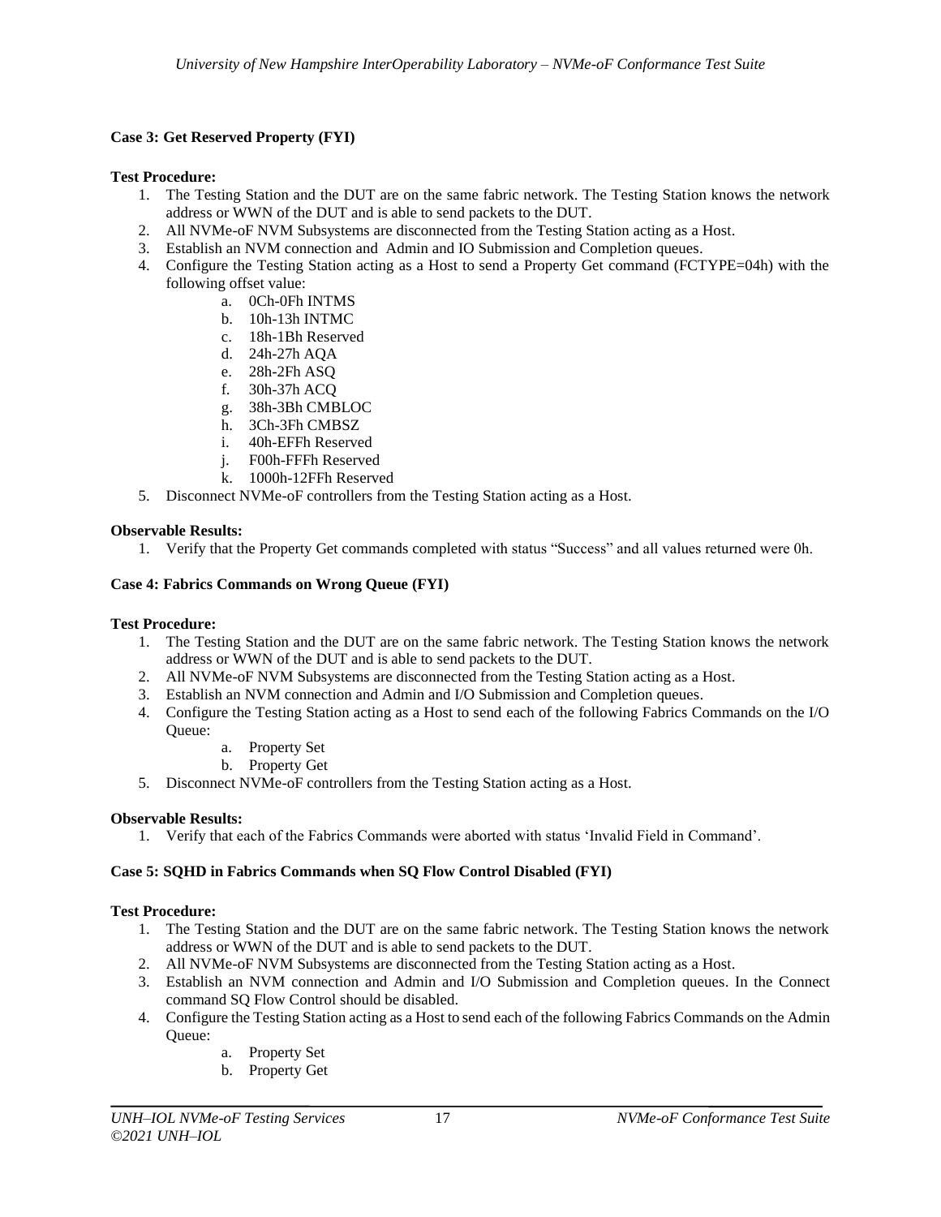**Case 3: Get Reserved Property (FYI)**

**Test Procedure:**

1. The Testing Station and the DUT are on the same fabric network. The Testing Station knows the network address or WWN of the DUT and is able to send packets to the DUT.
2. All NVMe-oF NVM Subsystems are disconnected from the Testing Station acting as a Host.
3. Establish an NVM connection and Admin and IO Submission and Completion queues.
4. Configure the Testing Station acting as a Host to send a Property Get command (FCTYPE=04h) with the following offset value:
    a. 0Ch-0Fh INTMS
    b. 10h-13h INTMC
    c. 18h-1Bh Reserved
    d. 24h-27h AQA
    e. 28h-2Fh ASQ
    f. 30h-37h ACQ
    g. 38h-3Bh CMBLOC
    h. 3Ch-3Fh CMBSZ
    i. 40h-EFFh Reserved
    j. F00h-FFFh Reserved
    k. 1000h-12FFh Reserved
5. Disconnect NVMe-oF controllers from the Testing Station acting as a Host.

**Observable Results:**

1. Verify that the Property Get commands completed with status "Success" and all values returned were 0h.

**Case 4: Fabrics Commands on Wrong Queue (FYI)**

**Test Procedure:**

1. The Testing Station and the DUT are on the same fabric network. The Testing Station knows the network address or WWN of the DUT and is able to send packets to the DUT.
2. All NVMe-oF NVM Subsystems are disconnected from the Testing Station acting as a Host.
3. Establish an NVM connection and Admin and I/O Submission and Completion queues.
4. Configure the Testing Station acting as a Host to send each of the following Fabrics Commands on the I/O Queue:
    a. Property Set
    b. Property Get
5. Disconnect NVMe-oF controllers from the Testing Station acting as a Host.

**Observable Results:**

1. Verify that each of the Fabrics Commands were aborted with status 'Invalid Field in Command'.

**Case 5: SQHD in Fabrics Commands when SQ Flow Control Disabled (FYI)**

**Test Procedure:**

1. The Testing Station and the DUT are on the same fabric network. The Testing Station knows the network address or WWN of the DUT and is able to send packets to the DUT.
2. All NVMe-oF NVM Subsystems are disconnected from the Testing Station acting as a Host.
3. Establish an NVM connection and Admin and I/O Submission and Completion queues. In the Connect command SQ Flow Control should be disabled.
4. Configure the Testing Station acting as a Host to send each of the following Fabrics Commands on the Admin Queue:
    a. Property Set
    b. Property Get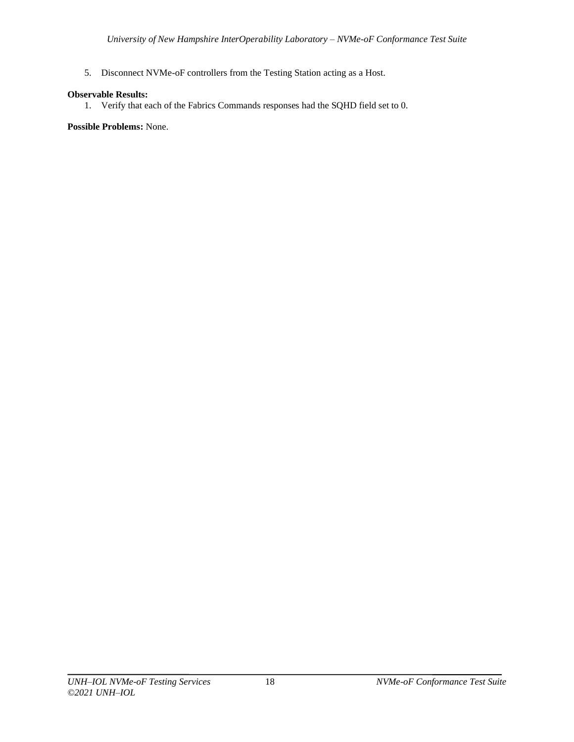5. Disconnect NVMe-oF controllers from the Testing Station acting as a Host.

**Observable Results:**

1. Verify that each of the Fabrics Commands responses had the SQHD field set to 0.

**Possible Problems:** None.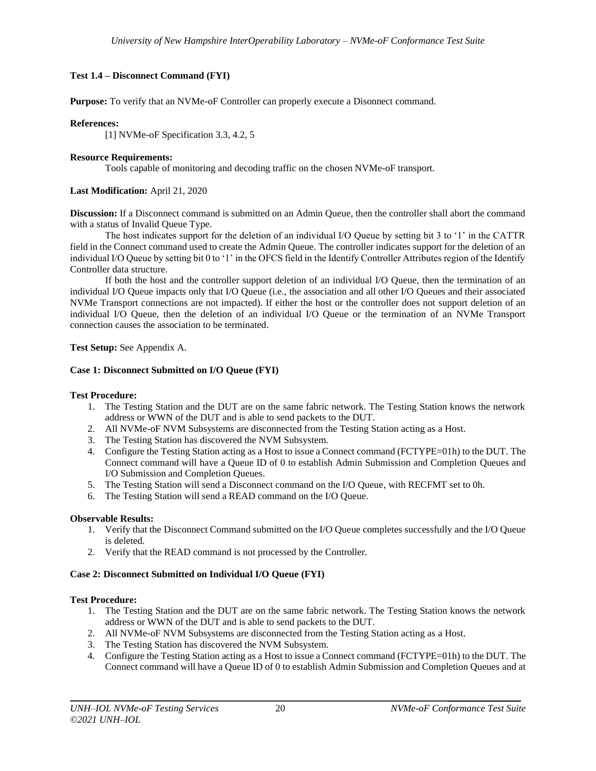### Test 1.4 – Disconnect Command (FYI)

**Purpose:** To verify that an NVMe-oF Controller can properly execute a Disonnect command.

**References:**

[1] NVMe-oF Specification 3.3, 4.2, 5

**Resource Requirements:**

Tools capable of monitoring and decoding traffic on the chosen NVMe-oF transport.

**Last Modification:** April 21, 2020

**Discussion:** If a Disconnect command is submitted on an Admin Queue, then the controller shall abort the command with a status of Invalid Queue Type.

The host indicates support for the deletion of an individual I/O Queue by setting bit 3 to '1' in the CATTR field in the Connect command used to create the Admin Queue. The controller indicates support for the deletion of an individual I/O Queue by setting bit 0 to '1' in the OFCS field in the Identify Controller Attributes region of the Identify Controller data structure.

If both the host and the controller support deletion of an individual I/O Queue, then the termination of an individual I/O Queue impacts only that I/O Queue (i.e., the association and all other I/O Queues and their associated NVMe Transport connections are not impacted). If either the host or the controller does not support deletion of an individual I/O Queue, then the deletion of an individual I/O Queue or the termination of an NVMe Transport connection causes the association to be terminated.

**Test Setup:** See Appendix A.

**Case 1: Disconnect Submitted on I/O Queue (FYI)**

**Test Procedure:**

1. The Testing Station and the DUT are on the same fabric network. The Testing Station knows the network address or WWN of the DUT and is able to send packets to the DUT.
2. All NVMe-oF NVM Subsystems are disconnected from the Testing Station acting as a Host.
3. The Testing Station has discovered the NVM Subsystem.
4. Configure the Testing Station acting as a Host to issue a Connect command (FCTYPE=01h) to the DUT. The Connect command will have a Queue ID of 0 to establish Admin Submission and Completion Queues and I/O Submission and Completion Queues.
5. The Testing Station will send a Disconnect command on the I/O Queue, with RECFMT set to 0h.
6. The Testing Station will send a READ command on the I/O Queue.

**Observable Results:**

1. Verify that the Disconnect Command submitted on the I/O Queue completes successfully and the I/O Queue is deleted.
2. Verify that the READ command is not processed by the Controller.

**Case 2: Disconnect Submitted on Individual I/O Queue (FYI)**

**Test Procedure:**

1. The Testing Station and the DUT are on the same fabric network. The Testing Station knows the network address or WWN of the DUT and is able to send packets to the DUT.
2. All NVMe-oF NVM Subsystems are disconnected from the Testing Station acting as a Host.
3. The Testing Station has discovered the NVM Subsystem.
4. Configure the Testing Station acting as a Host to issue a Connect command (FCTYPE=01h) to the DUT. The Connect command will have a Queue ID of 0 to establish Admin Submission and Completion Queues and at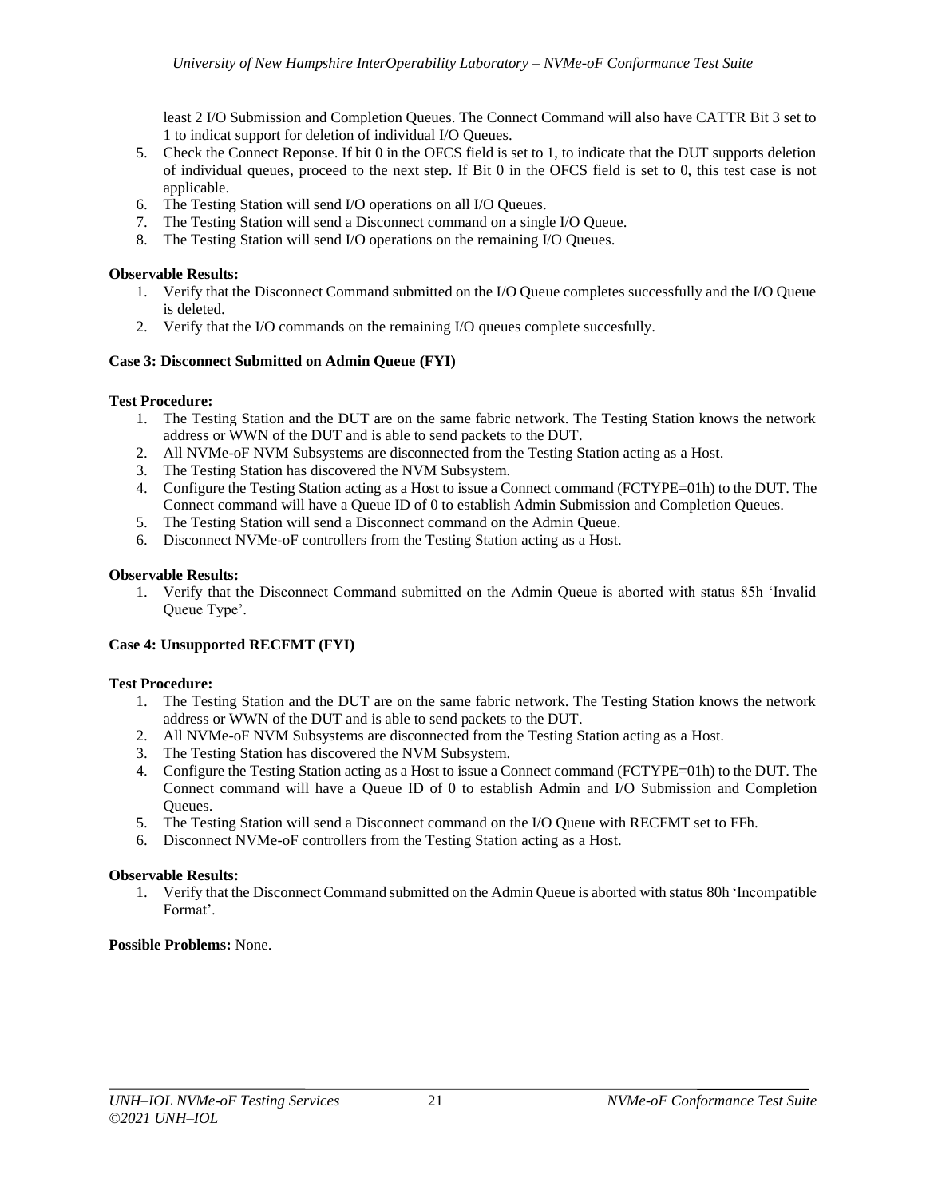least 2 I/O Submission and Completion Queues. The Connect Command will also have CATTR Bit 3 set to 1 to indicat support for deletion of individual I/O Queues.

5. Check the Connect Reponse. If bit 0 in the OFCS field is set to 1, to indicate that the DUT supports deletion of individual queues, proceed to the next step. If Bit 0 in the OFCS field is set to 0, this test case is not applicable.
6. The Testing Station will send I/O operations on all I/O Queues.
7. The Testing Station will send a Disconnect command on a single I/O Queue.
8. The Testing Station will send I/O operations on the remaining I/O Queues.

**Observable Results:**

1. Verify that the Disconnect Command submitted on the I/O Queue completes successfully and the I/O Queue is deleted.
2. Verify that the I/O commands on the remaining I/O queues complete succesfully.

**Case 3: Disconnect Submitted on Admin Queue (FYI)**

**Test Procedure:**

1. The Testing Station and the DUT are on the same fabric network. The Testing Station knows the network address or WWN of the DUT and is able to send packets to the DUT.
2. All NVMe-oF NVM Subsystems are disconnected from the Testing Station acting as a Host.
3. The Testing Station has discovered the NVM Subsystem.
4. Configure the Testing Station acting as a Host to issue a Connect command (FCTYPE=01h) to the DUT. The Connect command will have a Queue ID of 0 to establish Admin Submission and Completion Queues.
5. The Testing Station will send a Disconnect command on the Admin Queue.
6. Disconnect NVMe-oF controllers from the Testing Station acting as a Host.

**Observable Results:**

1. Verify that the Disconnect Command submitted on the Admin Queue is aborted with status 85h 'Invalid Queue Type'.

**Case 4: Unsupported RECFMT (FYI)**

**Test Procedure:**

1. The Testing Station and the DUT are on the same fabric network. The Testing Station knows the network address or WWN of the DUT and is able to send packets to the DUT.
2. All NVMe-oF NVM Subsystems are disconnected from the Testing Station acting as a Host.
3. The Testing Station has discovered the NVM Subsystem.
4. Configure the Testing Station acting as a Host to issue a Connect command (FCTYPE=01h) to the DUT. The Connect command will have a Queue ID of 0 to establish Admin and I/O Submission and Completion Queues.
5. The Testing Station will send a Disconnect command on the I/O Queue with RECFMT set to FFh.
6. Disconnect NVMe-oF controllers from the Testing Station acting as a Host.

**Observable Results:**

1. Verify that the Disconnect Command submitted on the Admin Queue is aborted with status 80h 'Incompatible Format'.

**Possible Problems:** None.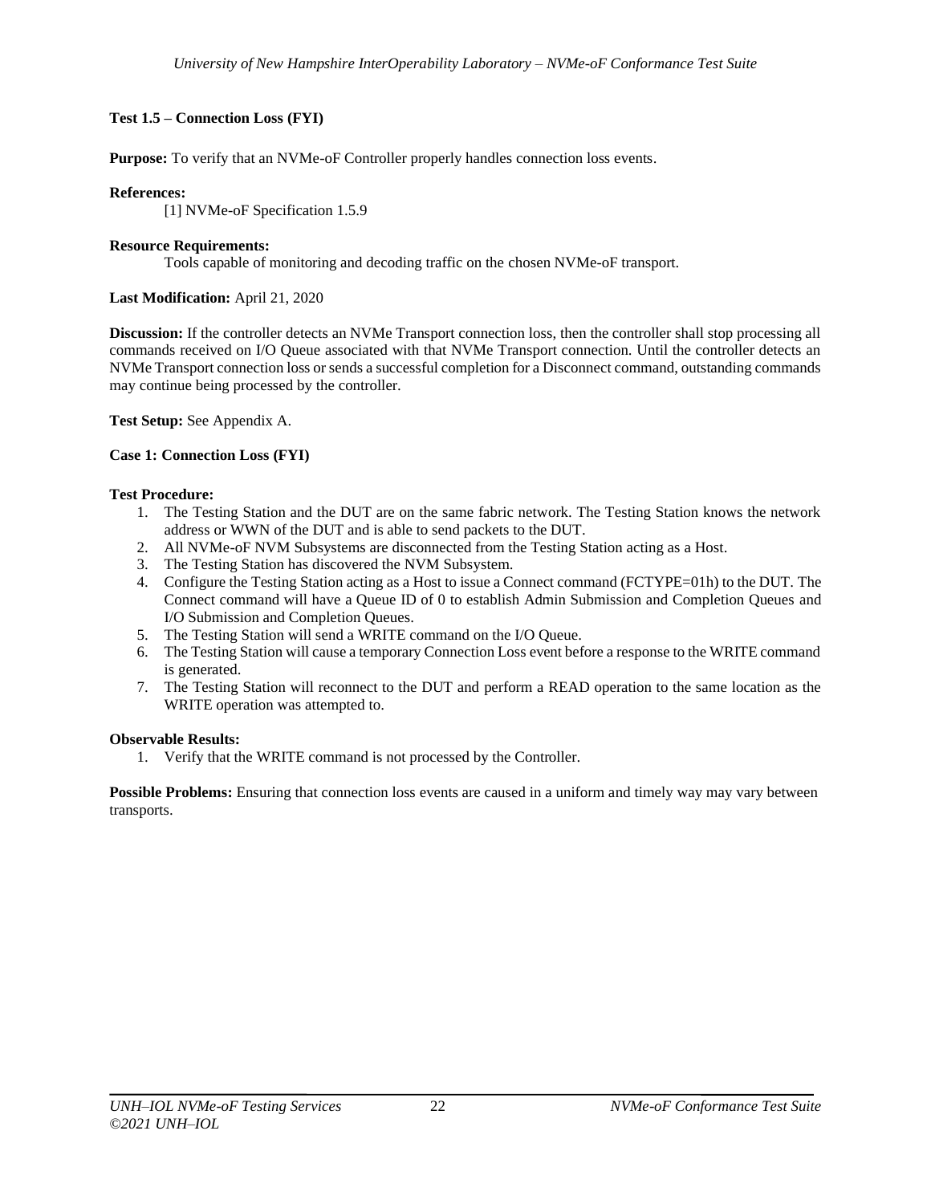**Test 1.5 – Connection Loss (FYI)**

**Purpose:** To verify that an NVMe-oF Controller properly handles connection loss events.

**References:**

[1] NVMe-oF Specification 1.5.9

**Resource Requirements:**

Tools capable of monitoring and decoding traffic on the chosen NVMe-oF transport.

**Last Modification:** April 21, 2020

**Discussion:** If the controller detects an NVMe Transport connection loss, then the controller shall stop processing all commands received on I/O Queue associated with that NVMe Transport connection. Until the controller detects an NVMe Transport connection loss or sends a successful completion for a Disconnect command, outstanding commands may continue being processed by the controller.

**Test Setup:** See Appendix A.

**Case 1: Connection Loss (FYI)**

**Test Procedure:**

1. The Testing Station and the DUT are on the same fabric network. The Testing Station knows the network address or WWN of the DUT and is able to send packets to the DUT.
2. All NVMe-oF NVM Subsystems are disconnected from the Testing Station acting as a Host.
3. The Testing Station has discovered the NVM Subsystem.
4. Configure the Testing Station acting as a Host to issue a Connect command (FCTYPE=01h) to the DUT. The Connect command will have a Queue ID of 0 to establish Admin Submission and Completion Queues and I/O Submission and Completion Queues.
5. The Testing Station will send a WRITE command on the I/O Queue.
6. The Testing Station will cause a temporary Connection Loss event before a response to the WRITE command is generated.
7. The Testing Station will reconnect to the DUT and perform a READ operation to the same location as the WRITE operation was attempted to.

**Observable Results:**

1. Verify that the WRITE command is not processed by the Controller.

**Possible Problems:** Ensuring that connection loss events are caused in a uniform and timely way may vary between transports.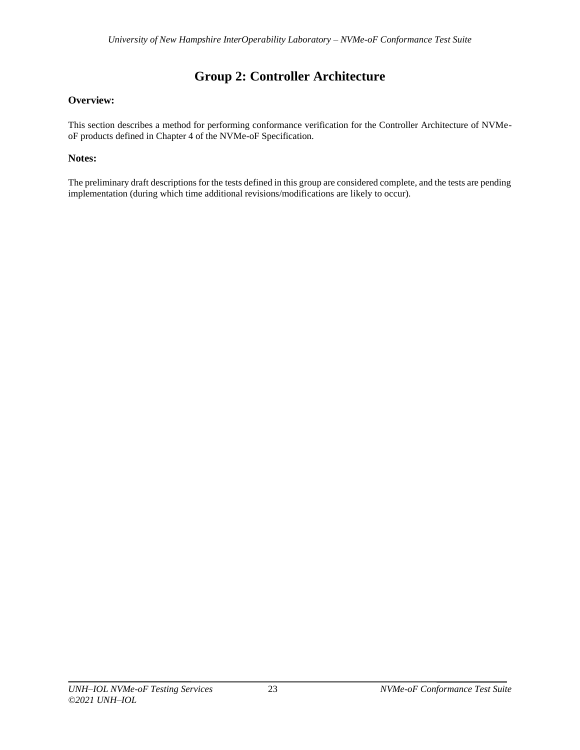# Group 2: Controller Architecture

**Overview:**

This section describes a method for performing conformance verification for the Controller Architecture of NVMe-oF products defined in Chapter 4 of the NVMe-oF Specification.

**Notes:**

The preliminary draft descriptions for the tests defined in this group are considered complete, and the tests are pending implementation (during which time additional revisions/modifications are likely to occur).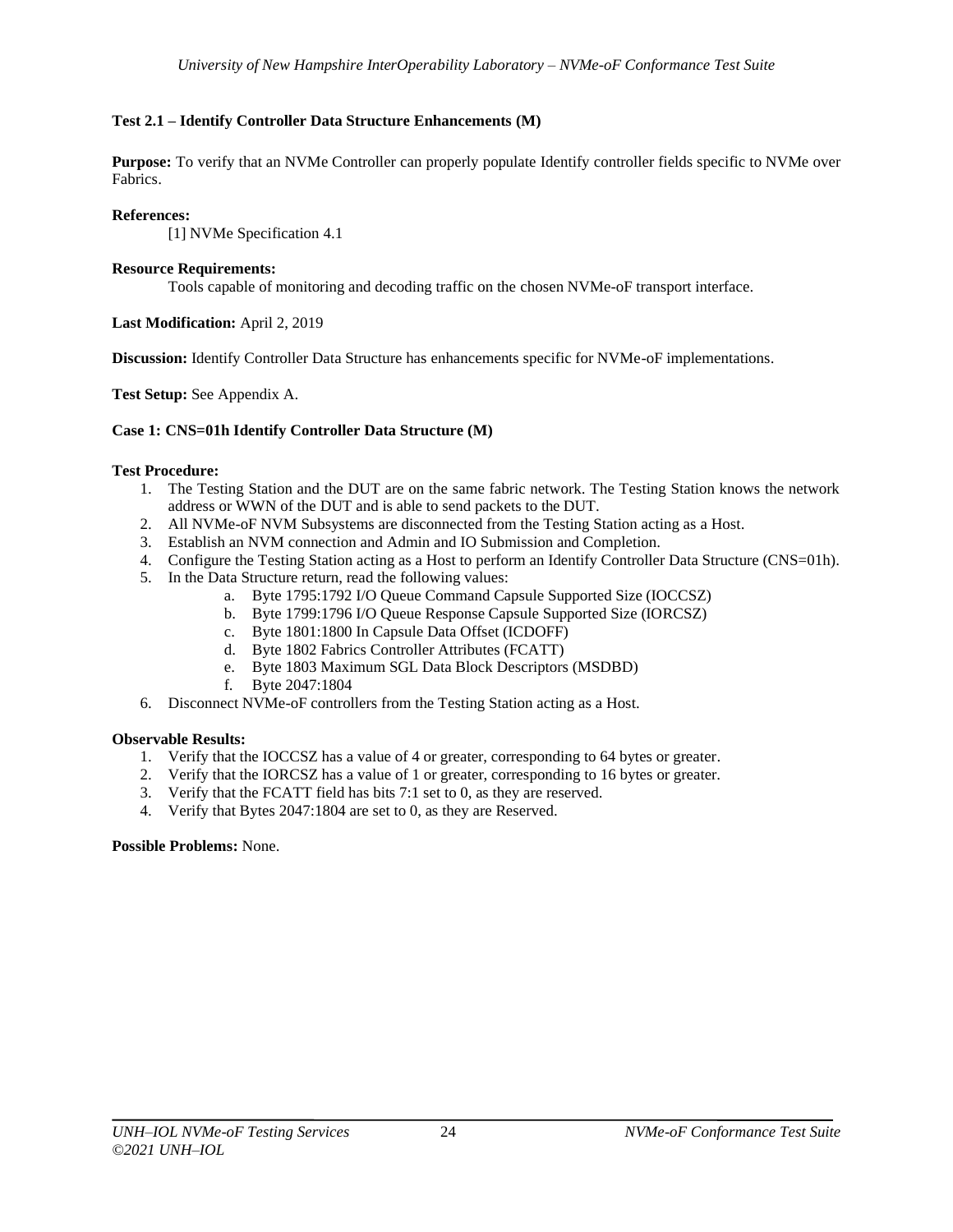### Test 2.1 – Identify Controller Data Structure Enhancements (M)

**Purpose:** To verify that an NVMe Controller can properly populate Identify controller fields specific to NVMe over Fabrics.

**References:**

[1] NVMe Specification 4.1

**Resource Requirements:**

Tools capable of monitoring and decoding traffic on the chosen NVMe-oF transport interface.

**Last Modification:** April 2, 2019

**Discussion:** Identify Controller Data Structure has enhancements specific for NVMe-oF implementations.

**Test Setup:** See Appendix A.

**Case 1: CNS=01h Identify Controller Data Structure (M)**

**Test Procedure:**

1. The Testing Station and the DUT are on the same fabric network. The Testing Station knows the network address or WWN of the DUT and is able to send packets to the DUT.
2. All NVMe-oF NVM Subsystems are disconnected from the Testing Station acting as a Host.
3. Establish an NVM connection and Admin and IO Submission and Completion.
4. Configure the Testing Station acting as a Host to perform an Identify Controller Data Structure (CNS=01h).
5. In the Data Structure return, read the following values:
   a. Byte 1795:1792 I/O Queue Command Capsule Supported Size (IOCCSZ)
   b. Byte 1799:1796 I/O Queue Response Capsule Supported Size (IORCSZ)
   c. Byte 1801:1800 In Capsule Data Offset (ICDOFF)
   d. Byte 1802 Fabrics Controller Attributes (FCATT)
   e. Byte 1803 Maximum SGL Data Block Descriptors (MSDBD)
   f. Byte 2047:1804
6. Disconnect NVMe-oF controllers from the Testing Station acting as a Host.

**Observable Results:**

1. Verify that the IOCCSZ has a value of 4 or greater, corresponding to 64 bytes or greater.
2. Verify that the IORCSZ has a value of 1 or greater, corresponding to 16 bytes or greater.
3. Verify that the FCATT field has bits 7:1 set to 0, as they are reserved.
4. Verify that Bytes 2047:1804 are set to 0, as they are Reserved.

**Possible Problems:** None.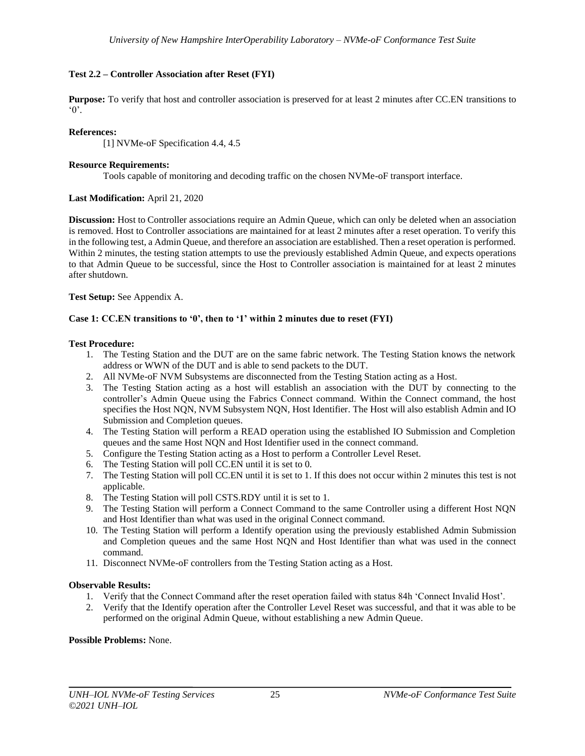### Test 2.2 – Controller Association after Reset (FYI)

**Purpose:** To verify that host and controller association is preserved for at least 2 minutes after CC.EN transitions to '0'.

**References:**

[1] NVMe-oF Specification 4.4, 4.5

**Resource Requirements:**

Tools capable of monitoring and decoding traffic on the chosen NVMe-oF transport interface.

**Last Modification:** April 21, 2020

**Discussion:** Host to Controller associations require an Admin Queue, which can only be deleted when an association is removed. Host to Controller associations are maintained for at least 2 minutes after after a reset operation. To verify this in the following test, a Admin Queue, and therefore an association are established. Then a reset operation is performed. Within 2 minutes, the testing station attempts to use the previously established Admin Queue, and expects operations to that Admin Queue to be successful, since the Host to Controller association is maintained for at least 2 minutes after shutdown.

**Test Setup:** See Appendix A.

**Case 1: CC.EN transitions to '0', then to '1' within 2 minutes due to reset (FYI)**

**Test Procedure:**

1. The Testing Station and the DUT are on the same fabric network. The Testing Station knows the network address or WWN of the DUT and is able to send packets to the DUT.
2. All NVMe-oF NVM Subsystems are disconnected from the Testing Station acting as a Host.
3. The Testing Station acting as a host will establish an association with the DUT by connecting to the controller's Admin Queue using the Fabrics Connect command. Within the Connect command, the host specifies the Host NQN, NVM Subsystem NQN, Host Identifier. The Host will also establish Admin and IO Submission and Completion queues.
4. The Testing Station will perform a READ operation using the established IO Submission and Completion queues and the same Host NQN and Host Identifier used in the connect command.
5. Configure the Testing Station acting as a Host to perform a Controller Level Reset.
6. The Testing Station will poll CC.EN until it is set to 0.
7. The Testing Station will poll CC.EN until it is set to 1. If this does not occur within 2 minutes this test is not applicable.
8. The Testing Station will poll CSTS.RDY until it is set to 1.
9. The Testing Station will perform a Connect Command to the same Controller using a different Host NQN and Host Identifier than what was used in the original Connect command.
10. The Testing Station will perform a Identify operation using the previously established Admin Submission and Completion queues and the same Host NQN and Host Identifier than what was used in the connect command.
11. Disconnect NVMe-oF controllers from the Testing Station acting as a Host.

**Observable Results:**

1. Verify that the Connect Command after the reset operation failed with status 84h 'Connect Invalid Host'.
2. Verify that the Identify operation after the Controller Level Reset was successful, and that it was able to be performed on the original Admin Queue, without establishing a new Admin Queue.

**Possible Problems:** None.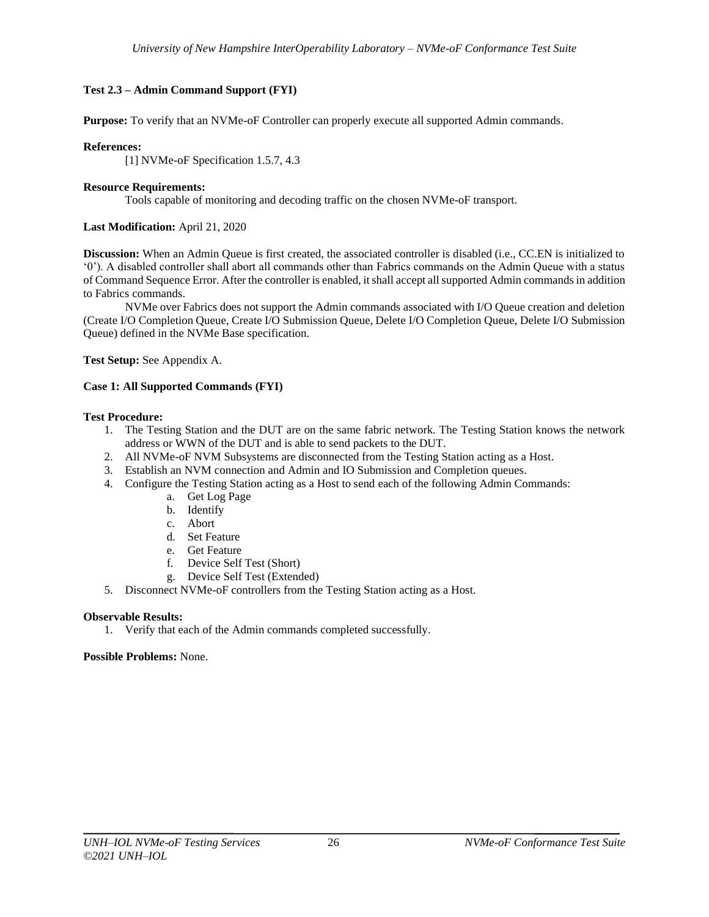**Test 2.3 – Admin Command Support (FYI)**

**Purpose:** To verify that an NVMe-oF Controller can properly execute all supported Admin commands.

**References:**

[1] NVMe-oF Specification 1.5.7, 4.3

**Resource Requirements:**

Tools capable of monitoring and decoding traffic on the chosen NVMe-oF transport.

**Last Modification:** April 21, 2020

**Discussion:** When an Admin Queue is first created, the associated controller is disabled (i.e., CC.EN is initialized to '0'). A disabled controller shall abort all commands other than Fabrics commands on the Admin Queue with a status of Command Sequence Error. After the controller is enabled, it shall accept all supported Admin commands in addition to Fabrics commands.

NVMe over Fabrics does not support the Admin commands associated with I/O Queue creation and deletion (Create I/O Completion Queue, Create I/O Submission Queue, Delete I/O Completion Queue, Delete I/O Submission Queue) defined in the NVMe Base specification.

**Test Setup:** See Appendix A.

**Case 1: All Supported Commands (FYI)**

**Test Procedure:**

1. The Testing Station and the DUT are on the same fabric network. The Testing Station knows the network address or WWN of the DUT and is able to send packets to the DUT.
2. All NVMe-oF NVM Subsystems are disconnected from the Testing Station acting as a Host.
3. Establish an NVM connection and Admin and IO Submission and Completion queues.
4. Configure the Testing Station acting as a Host to send each of the following Admin Commands:
    a. Get Log Page
    b. Identify
    c. Abort
    d. Set Feature
    e. Get Feature
    f. Device Self Test (Short)
    g. Device Self Test (Extended)
5. Disconnect NVMe-oF controllers from the Testing Station acting as a Host.

**Observable Results:**

1. Verify that each of the Admin commands completed successfully.

**Possible Problems:** None.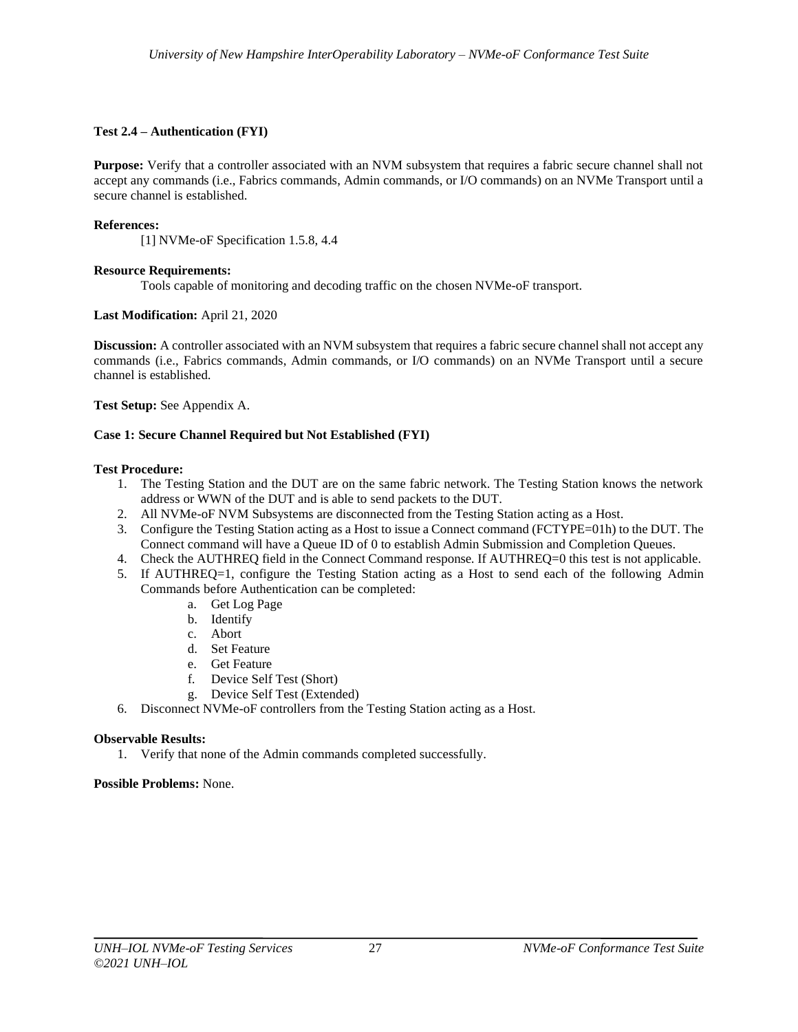## Test 2.4 – Authentication (FYI)

**Purpose:** Verify that a controller associated with an NVM subsystem that requires a fabric secure channel shall not accept any commands (i.e., Fabrics commands, Admin commands, or I/O commands) on an NVMe Transport until a secure channel is established.

**References:**

[1] NVMe-oF Specification 1.5.8, 4.4

**Resource Requirements:**

Tools capable of monitoring and decoding traffic on the chosen NVMe-oF transport.

**Last Modification:** April 21, 2020

**Discussion:** A controller associated with an NVM subsystem that requires a fabric secure channel shall not accept any commands (i.e., Fabrics commands, Admin commands, or I/O commands) on an NVMe Transport until a secure channel is established.

**Test Setup:** See Appendix A.

### Case 1: Secure Channel Required but Not Established (FYI)

**Test Procedure:**

1. The Testing Station and the DUT are on the same fabric network. The Testing Station knows the network address or WWN of the DUT and is able to send packets to the DUT.
2. All NVMe-oF NVM Subsystems are disconnected from the Testing Station acting as a Host.
3. Configure the Testing Station acting as a Host to issue a Connect command (FCTYPE=01h) to the DUT. The Connect command will have a Queue ID of 0 to establish Admin Submission and Completion Queues.
4. Check the AUTHREQ field in the Connect Command response. If AUTHREQ=0 this test is not applicable.
5. If AUTHREQ=1, configure the Testing Station acting as a Host to send each of the following Admin Commands before Authentication can be completed:
   a. Get Log Page
   b. Identify
   c. Abort
   d. Set Feature
   e. Get Feature
   f. Device Self Test (Short)
   g. Device Self Test (Extended)
6. Disconnect NVMe-oF controllers from the Testing Station acting as a Host.

**Observable Results:**

1. Verify that none of the Admin commands completed successfully.

**Possible Problems:** None.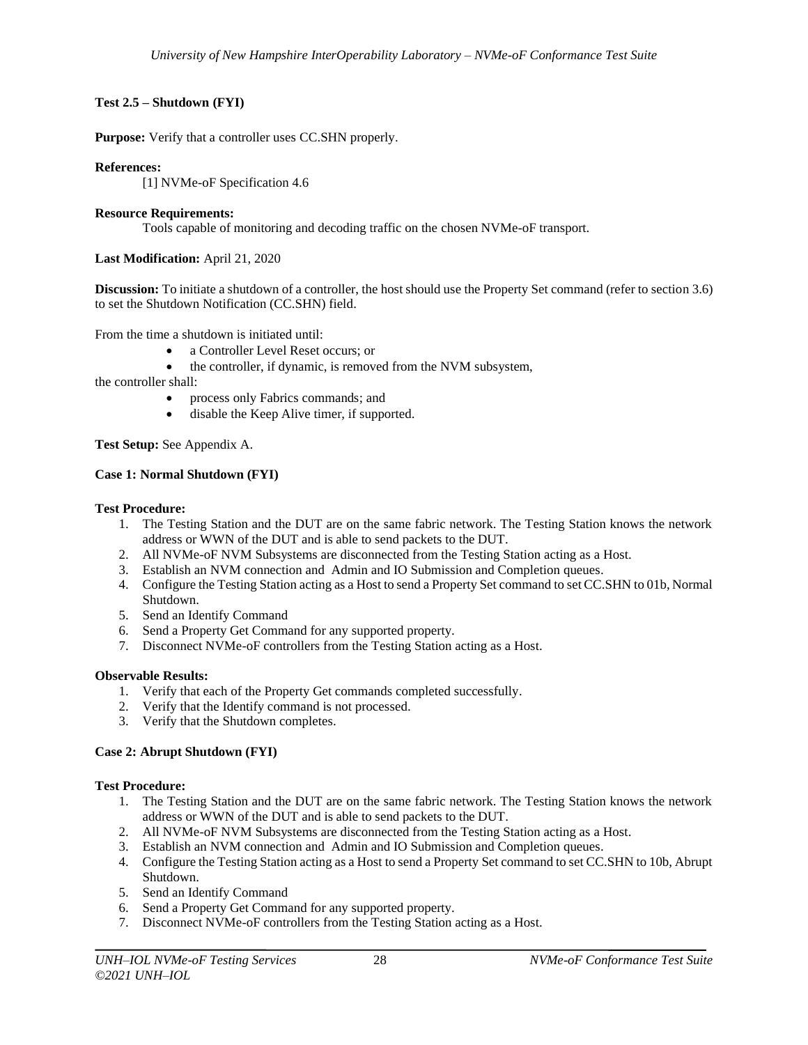### Test 2.5 – Shutdown (FYI)

**Purpose:** Verify that a controller uses CC.SHN properly.

**References:**

[1] NVMe-oF Specification 4.6

**Resource Requirements:**

Tools capable of monitoring and decoding traffic on the chosen NVMe-oF transport.

**Last Modification:** April 21, 2020

**Discussion:** To initiate a shutdown of a controller, the host should use the Property Set command (refer to section 3.6) to set the Shutdown Notification (CC.SHN) field.

From the time a shutdown is initiated until:

- a Controller Level Reset occurs; or
- the controller, if dynamic, is removed from the NVM subsystem,

the controller shall:

- process only Fabrics commands; and
- disable the Keep Alive timer, if supported.

**Test Setup:** See Appendix A.

#### Case 1: Normal Shutdown (FYI)

**Test Procedure:**

1. The Testing Station and the DUT are on the same fabric network. The Testing Station knows the network address or WWN of the DUT and is able to send packets to the DUT.
2. All NVMe-oF NVM Subsystems are disconnected from the Testing Station acting as a Host.
3. Establish an NVM connection and Admin and IO Submission and Completion queues.
4. Configure the Testing Station acting as a Host to send a Property Set command to set CC.SHN to 01b, Normal Shutdown.
5. Send an Identify Command
6. Send a Property Get Command for any supported property.
7. Disconnect NVMe-oF controllers from the Testing Station acting as a Host.

**Observable Results:**

1. Verify that each of the Property Get commands completed successfully.
2. Verify that the Identify command is not processed.
3. Verify that the Shutdown completes.

#### Case 2: Abrupt Shutdown (FYI)

**Test Procedure:**

1. The Testing Station and the DUT are on the same fabric network. The Testing Station knows the network address or WWN of the DUT and is able to send packets to the DUT.
2. All NVMe-oF NVM Subsystems are disconnected from the Testing Station acting as a Host.
3. Establish an NVM connection and Admin and IO Submission and Completion queues.
4. Configure the Testing Station acting as a Host to send a Property Set command to set CC.SHN to 10b, Abrupt Shutdown.
5. Send an Identify Command
6. Send a Property Get Command for any supported property.
7. Disconnect NVMe-oF controllers from the Testing Station acting as a Host.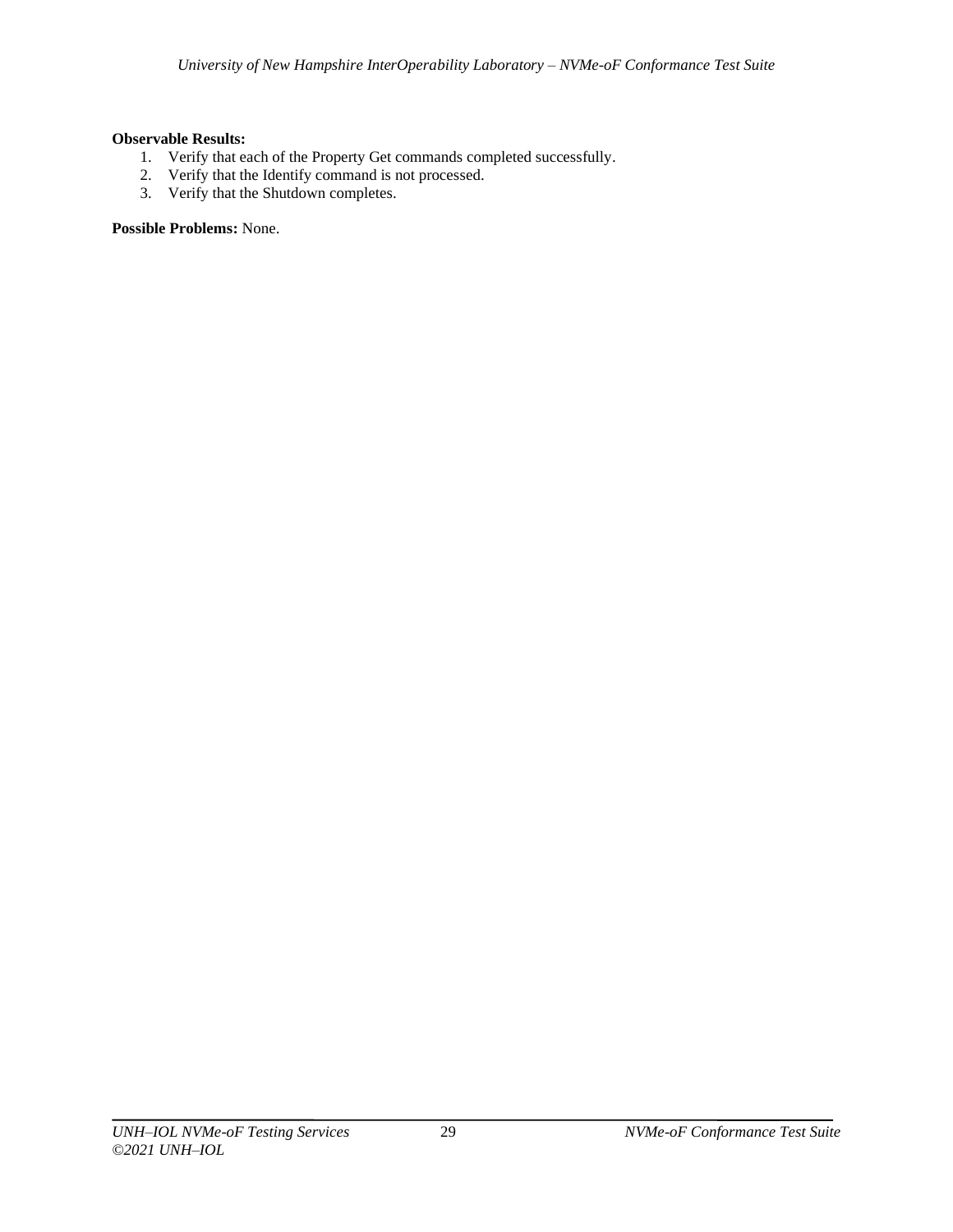**Observable Results:**

1. Verify that each of the Property Get commands completed successfully.
2. Verify that the Identify command is not processed.
3. Verify that the Shutdown completes.

**Possible Problems:** None.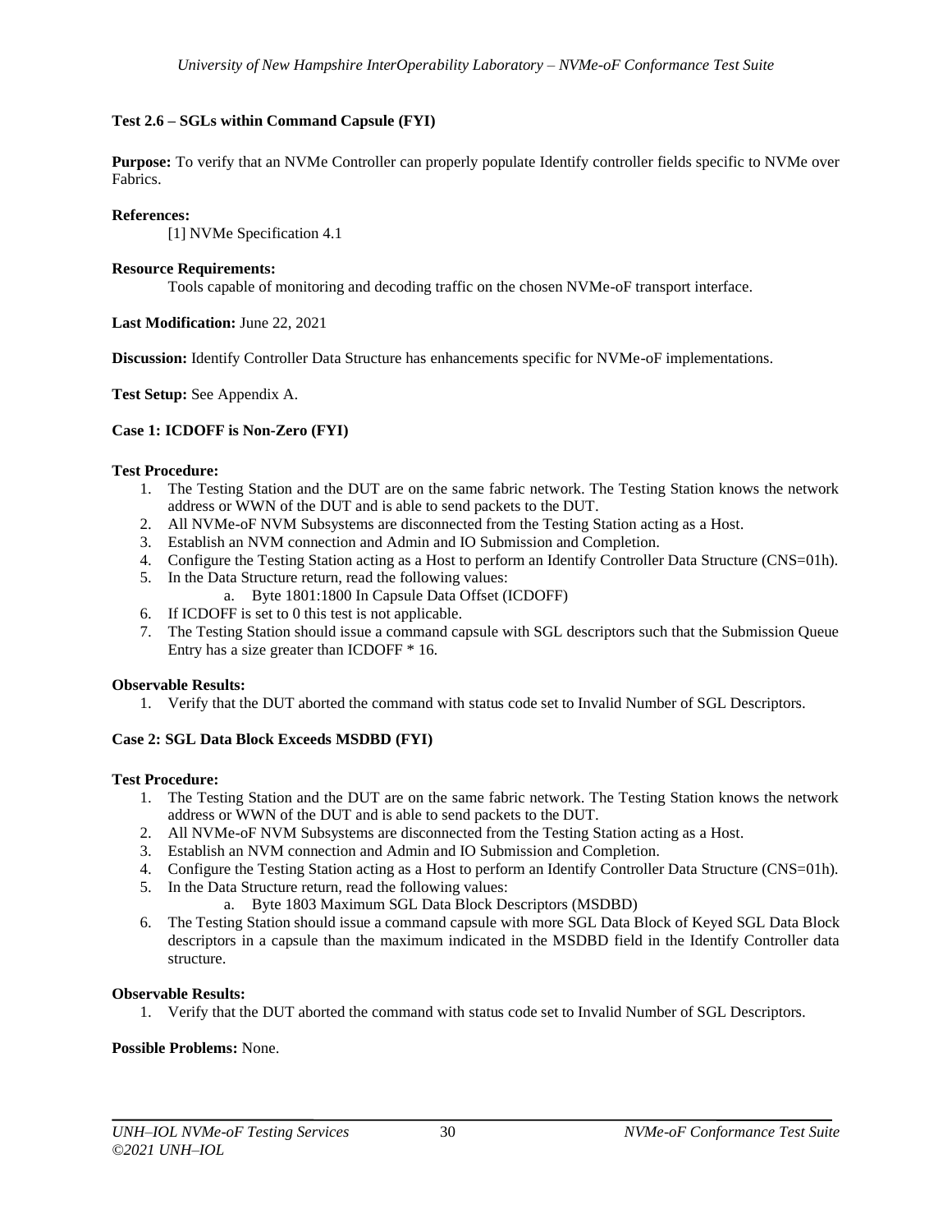**Test 2.6 – SGLs within Command Capsule (FYI)**

**Purpose:** To verify that an NVMe Controller can properly populate Identify controller fields specific to NVMe over Fabrics.

**References:**

[1] NVMe Specification 4.1

**Resource Requirements:**

Tools capable of monitoring and decoding traffic on the chosen NVMe-oF transport interface.

**Last Modification:** June 22, 2021

**Discussion:** Identify Controller Data Structure has enhancements specific for NVMe-oF implementations.

**Test Setup:** See Appendix A.

**Case 1: ICDOFF is Non-Zero (FYI)**

**Test Procedure:**

1. The Testing Station and the DUT are on the same fabric network. The Testing Station knows the network address or WWN of the DUT and is able to send packets to the DUT.
2. All NVMe-oF NVM Subsystems are disconnected from the Testing Station acting as a Host.
3. Establish an NVM connection and Admin and IO Submission and Completion.
4. Configure the Testing Station acting as a Host to perform an Identify Controller Data Structure (CNS=01h).
5. In the Data Structure return, read the following values:
    a. Byte 1801:1800 In Capsule Data Offset (ICDOFF)
6. If ICDOFF is set to 0 this test is not applicable.
7. The Testing Station should issue a command capsule with SGL descriptors such that the Submission Queue Entry has a size greater than ICDOFF * 16.

**Observable Results:**

1. Verify that the DUT aborted the command with status code set to Invalid Number of SGL Descriptors.

**Case 2: SGL Data Block Exceeds MSDBD (FYI)**

**Test Procedure:**

1. The Testing Station and the DUT are on the same fabric network. The Testing Station knows the network address or WWN of the DUT and is able to send packets to the DUT.
2. All NVMe-oF NVM Subsystems are disconnected from the Testing Station acting as a Host.
3. Establish an NVM connection and Admin and IO Submission and Completion.
4. Configure the Testing Station acting as a Host to perform an Identify Controller Data Structure (CNS=01h).
5. In the Data Structure return, read the following values:
    a. Byte 1803 Maximum SGL Data Block Descriptors (MSDBD)
6. The Testing Station should issue a command capsule with more SGL Data Block of Keyed SGL Data Block descriptors in a capsule than the maximum indicated in the MSDBD field in the Identify Controller data structure.

**Observable Results:**

1. Verify that the DUT aborted the command with status code set to Invalid Number of SGL Descriptors.

**Possible Problems:** None.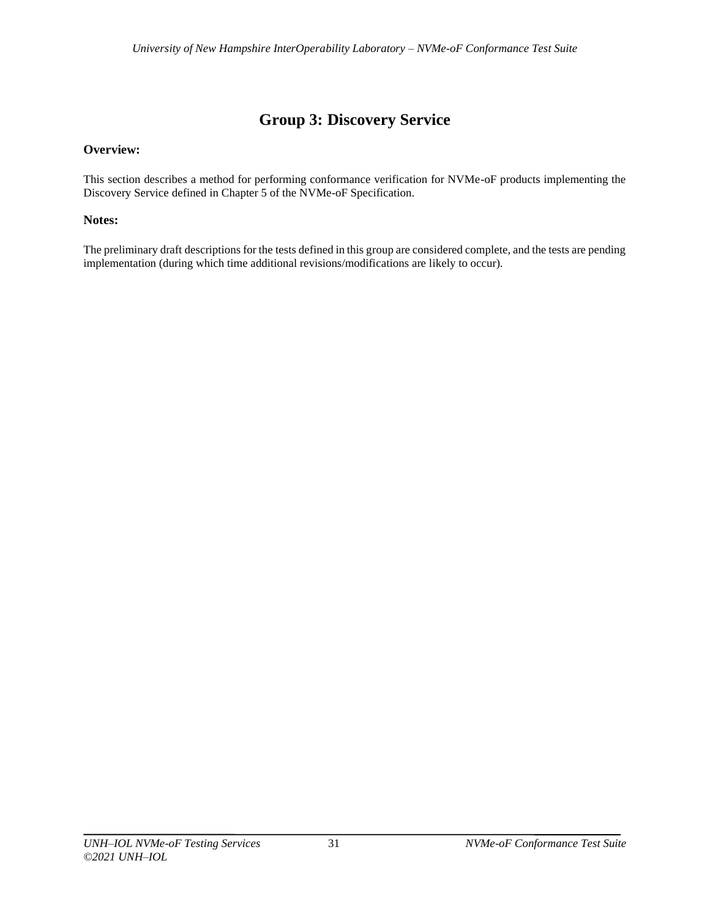# Group 3: Discovery Service

**Overview:**

This section describes a method for performing conformance verification for NVMe-oF products implementing the Discovery Service defined in Chapter 5 of the NVMe-oF Specification.

**Notes:**

The preliminary draft descriptions for the tests defined in this group are considered complete, and the tests are pending implementation (during which time additional revisions/modifications are likely to occur).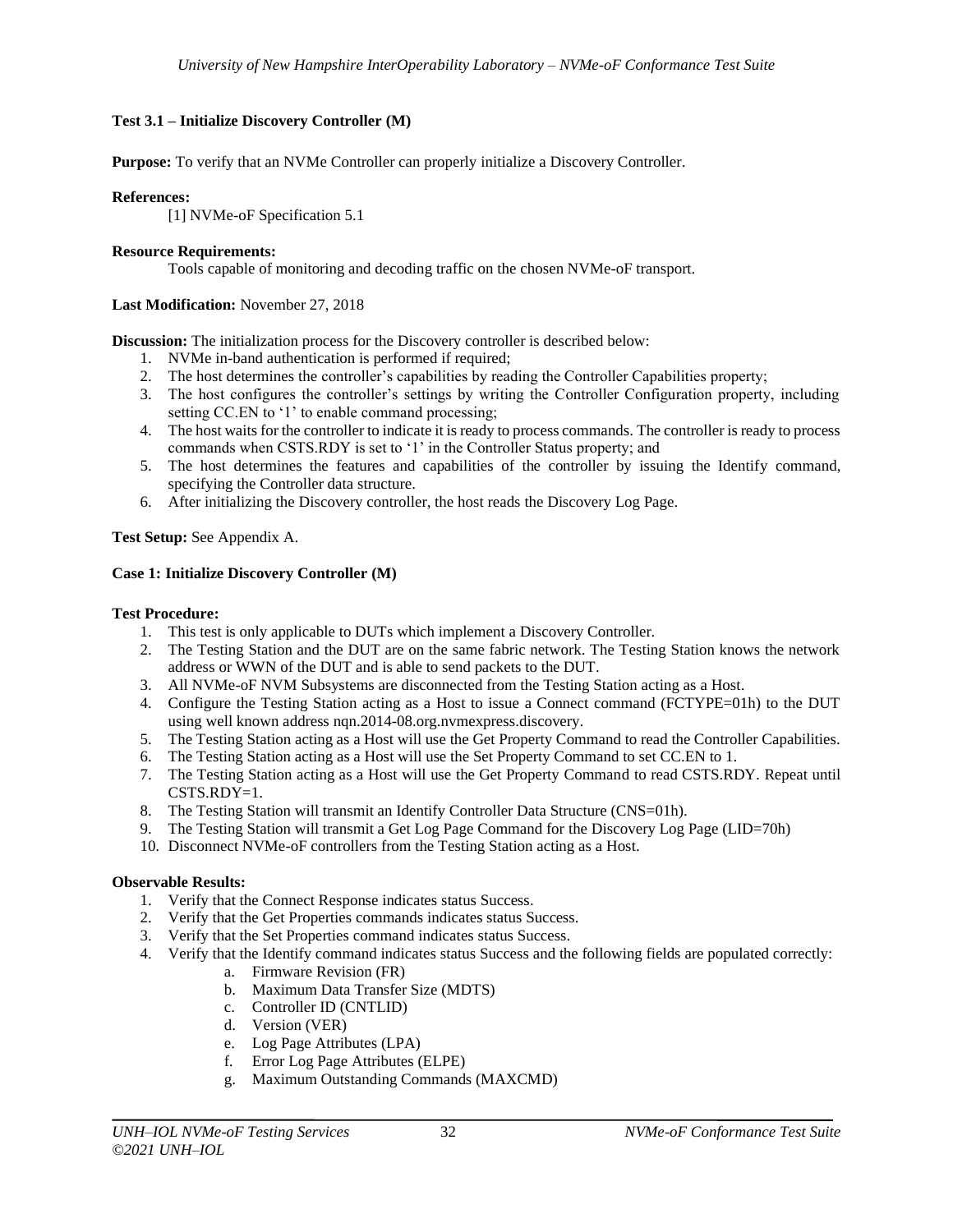**Test 3.1 – Initialize Discovery Controller (M)**

**Purpose:** To verify that an NVMe Controller can properly initialize a Discovery Controller.

**References:**

[1] NVMe-oF Specification 5.1

**Resource Requirements:**

Tools capable of monitoring and decoding traffic on the chosen NVMe-oF transport.

**Last Modification:** November 27, 2018

**Discussion:** The initialization process for the Discovery controller is described below:

1. NVMe in-band authentication is performed if required;
2. The host determines the controller's capabilities by reading the Controller Capabilities property;
3. The host configures the controller's settings by writing the Controller Configuration property, including setting CC.EN to '1' to enable command processing;
4. The host waits for the controller to indicate it is ready to process commands. The controller is ready to process commands when CSTS.RDY is set to '1' in the Controller Status property; and
5. The host determines the features and capabilities of the controller by issuing the Identify command, specifying the Controller data structure.
6. After initializing the Discovery controller, the host reads the Discovery Log Page.

**Test Setup:** See Appendix A.

**Case 1: Initialize Discovery Controller (M)**

**Test Procedure:**

1. This test is only applicable to DUTs which implement a Discovery Controller.
2. The Testing Station and the DUT are on the same fabric network. The Testing Station knows the network address or WWN of the DUT and is able to send packets to the DUT.
3. All NVMe-oF NVM Subsystems are disconnected from the Testing Station acting as a Host.
4. Configure the Testing Station acting as a Host to issue a Connect command (FCTYPE=01h) to the DUT using well known address nqn.2014-08.org.nvmexpress.discovery.
5. The Testing Station acting as a Host will use the Get Property Command to read the Controller Capabilities.
6. The Testing Station acting as a Host will use the Set Property Command to set CC.EN to 1.
7. The Testing Station acting as a Host will use the Get Property Command to read CSTS.RDY. Repeat until CSTS.RDY=1.
8. The Testing Station will transmit an Identify Controller Data Structure (CNS=01h).
9. The Testing Station will transmit a Get Log Page Command for the Discovery Log Page (LID=70h)
10. Disconnect NVMe-oF controllers from the Testing Station acting as a Host.

**Observable Results:**

1. Verify that the Connect Response indicates status Success.
2. Verify that the Get Properties commands indicates status Success.
3. Verify that the Set Properties command indicates status Success.
4. Verify that the Identify command indicates status Success and the following fields are populated correctly:
    a. Firmware Revision (FR)
    b. Maximum Data Transfer Size (MDTS)
    c. Controller ID (CNTLID)
    d. Version (VER)
    e. Log Page Attributes (LPA)
    f. Error Log Page Attributes (ELPE)
    g. Maximum Outstanding Commands (MAXCMD)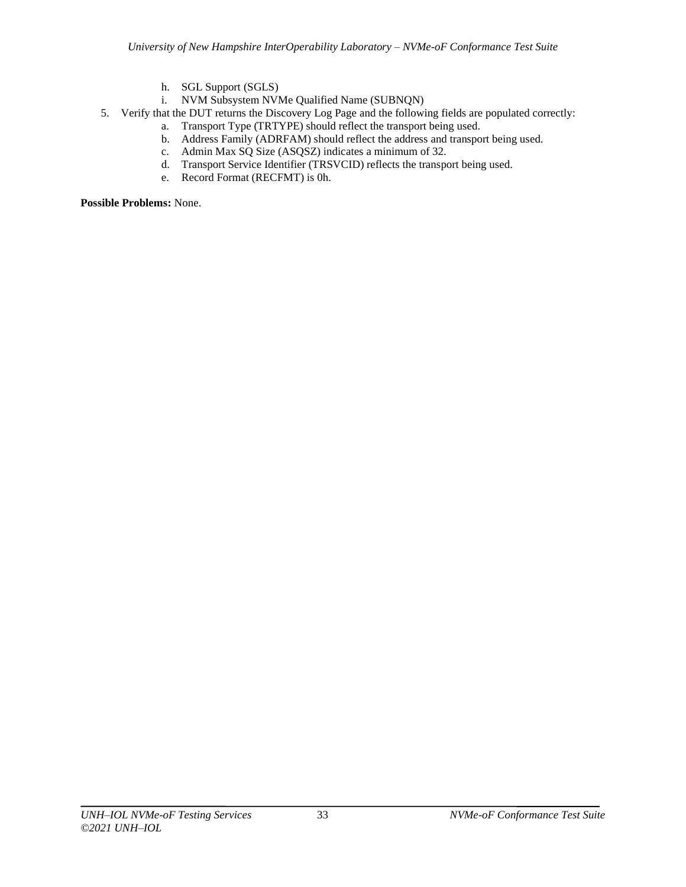h. SGL Support (SGLS)
   i. NVM Subsystem NVMe Qualified Name (SUBNQN)

5. Verify that the DUT returns the Discovery Log Page and the following fields are populated correctly:
   a. Transport Type (TRTYPE) should reflect the transport being used.
   b. Address Family (ADRFAM) should reflect the address and transport being used.
   c. Admin Max SQ Size (ASQSZ) indicates a minimum of 32.
   d. Transport Service Identifier (TRSVCID) reflects the transport being used.
   e. Record Format (RECFMT) is 0h.

**Possible Problems:** None.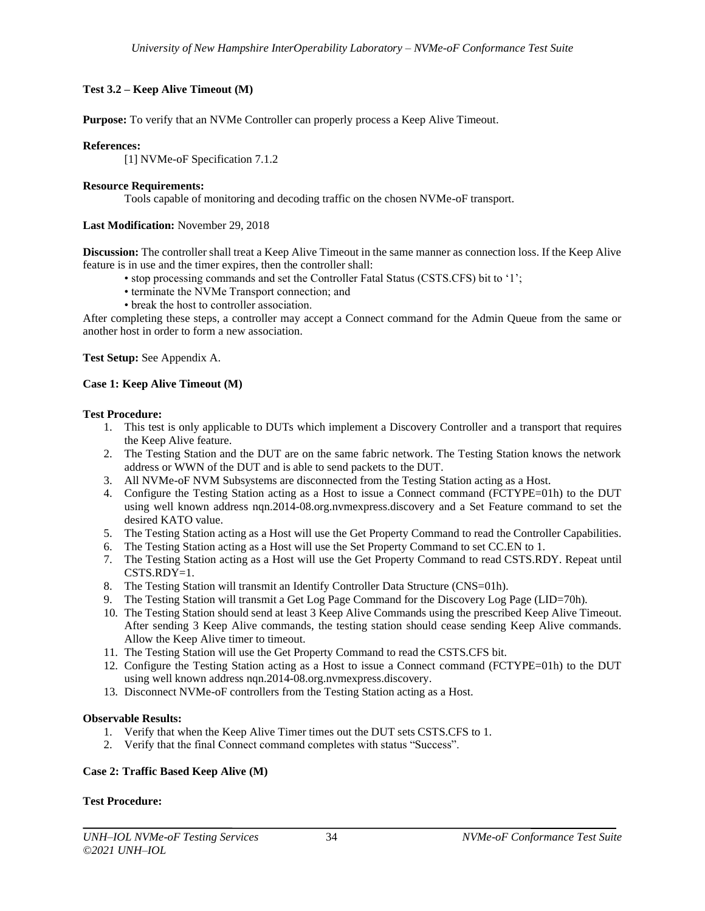### Test 3.2 – Keep Alive Timeout (M)

**Purpose:** To verify that an NVMe Controller can properly process a Keep Alive Timeout.

**References:**

[1] NVMe-oF Specification 7.1.2

**Resource Requirements:**

Tools capable of monitoring and decoding traffic on the chosen NVMe-oF transport.

**Last Modification:** November 29, 2018

**Discussion:** The controller shall treat a Keep Alive Timeout in the same manner as connection loss. If the Keep Alive feature is in use and the timer expires, then the controller shall:

- stop processing commands and set the Controller Fatal Status (CSTS.CFS) bit to '1';
- terminate the NVMe Transport connection; and
- break the host to controller association.

After completing these steps, a controller may accept a Connect command for the Admin Queue from the same or another host in order to form a new association.

**Test Setup:** See Appendix A.

#### Case 1: Keep Alive Timeout (M)

**Test Procedure:**

1. This test is only applicable to DUTs which implement a Discovery Controller and a transport that requires the Keep Alive feature.
2. The Testing Station and the DUT are on the same fabric network. The Testing Station knows the network address or WWN of the DUT and is able to send packets to the DUT.
3. All NVMe-oF NVM Subsystems are disconnected from the Testing Station acting as a Host.
4. Configure the Testing Station acting as a Host to issue a Connect command (FCTYPE=01h) to the DUT using well known address nqn.2014-08.org.nvmexpress.discovery and a Set Feature command to set the desired KATO value.
5. The Testing Station acting as a Host will use the Get Property Command to read the Controller Capabilities.
6. The Testing Station acting as a Host will use the Set Property Command to set CC.EN to 1.
7. The Testing Station acting as a Host will use the Get Property Command to read CSTS.RDY. Repeat until CSTS.RDY=1.
8. The Testing Station will transmit an Identify Controller Data Structure (CNS=01h).
9. The Testing Station will transmit a Get Log Page Command for the Discovery Log Page (LID=70h).
10. The Testing Station should send at least 3 Keep Alive Commands using the prescribed Keep Alive Timeout. After sending 3 Keep Alive commands, the testing station should cease sending Keep Alive commands. Allow the Keep Alive timer to timeout.
11. The Testing Station will use the Get Property Command to read the CSTS.CFS bit.
12. Configure the Testing Station acting as a Host to issue a Connect command (FCTYPE=01h) to the DUT using well known address nqn.2014-08.org.nvmexpress.discovery.
13. Disconnect NVMe-oF controllers from the Testing Station acting as a Host.

**Observable Results:**

1. Verify that when the Keep Alive Timer times out the DUT sets CSTS.CFS to 1.
2. Verify that the final Connect command completes with status "Success".

#### Case 2: Traffic Based Keep Alive (M)

**Test Procedure:**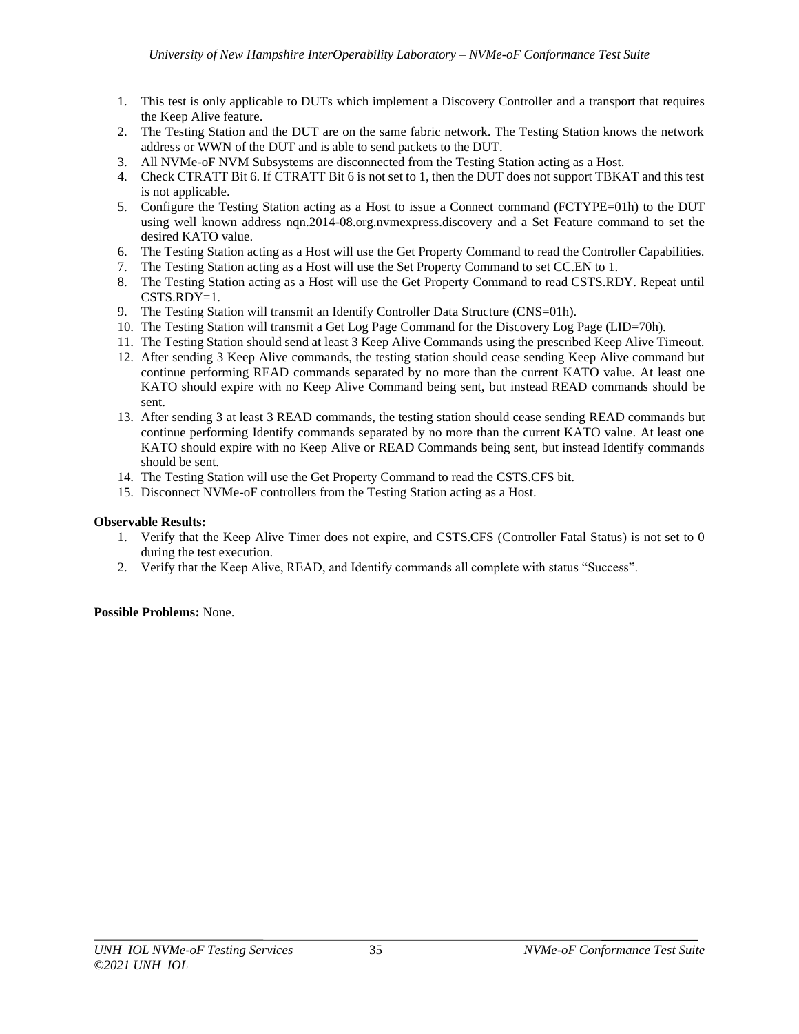1. This test is only applicable to DUTs which implement a Discovery Controller and a transport that requires the Keep Alive feature.
2. The Testing Station and the DUT are on the same fabric network. The Testing Station knows the network address or WWN of the DUT and is able to send packets to the DUT.
3. All NVMe-oF NVM Subsystems are disconnected from the Testing Station acting as a Host.
4. Check CTRATT Bit 6. If CTRATT Bit 6 is not set to 1, then the DUT does not support TBKAT and this test is not applicable.
5. Configure the Testing Station acting as a Host to issue a Connect command (FCTYPE=01h) to the DUT using well known address nqn.2014-08.org.nvmexpress.discovery and a Set Feature command to set the desired KATO value.
6. The Testing Station acting as a Host will use the Get Property Command to read the Controller Capabilities.
7. The Testing Station acting as a Host will use the Set Property Command to set CC.EN to 1.
8. The Testing Station acting as a Host will use the Get Property Command to read CSTS.RDY. Repeat until CSTS.RDY=1.
9. The Testing Station will transmit an Identify Controller Data Structure (CNS=01h).
10. The Testing Station will transmit a Get Log Page Command for the Discovery Log Page (LID=70h).
11. The Testing Station should send at least 3 Keep Alive Commands using the prescribed Keep Alive Timeout.
12. After sending 3 Keep Alive commands, the testing station should cease sending Keep Alive command but continue performing READ commands separated by no more than the current KATO value. At least one KATO should expire with no Keep Alive Command being sent, but instead READ commands should be sent.
13. After sending 3 at least 3 READ commands, the testing station should cease sending READ commands but continue performing Identify commands separated by no more than the current KATO value. At least one KATO should expire with no Keep Alive or READ Commands being sent, but instead Identify commands should be sent.
14. The Testing Station will use the Get Property Command to read the CSTS.CFS bit.
15. Disconnect NVMe-oF controllers from the Testing Station acting as a Host.

**Observable Results:**

1. Verify that the Keep Alive Timer does not expire, and CSTS.CFS (Controller Fatal Status) is not set to 0 during the test execution.
2. Verify that the Keep Alive, READ, and Identify commands all complete with status "Success".

**Possible Problems:** None.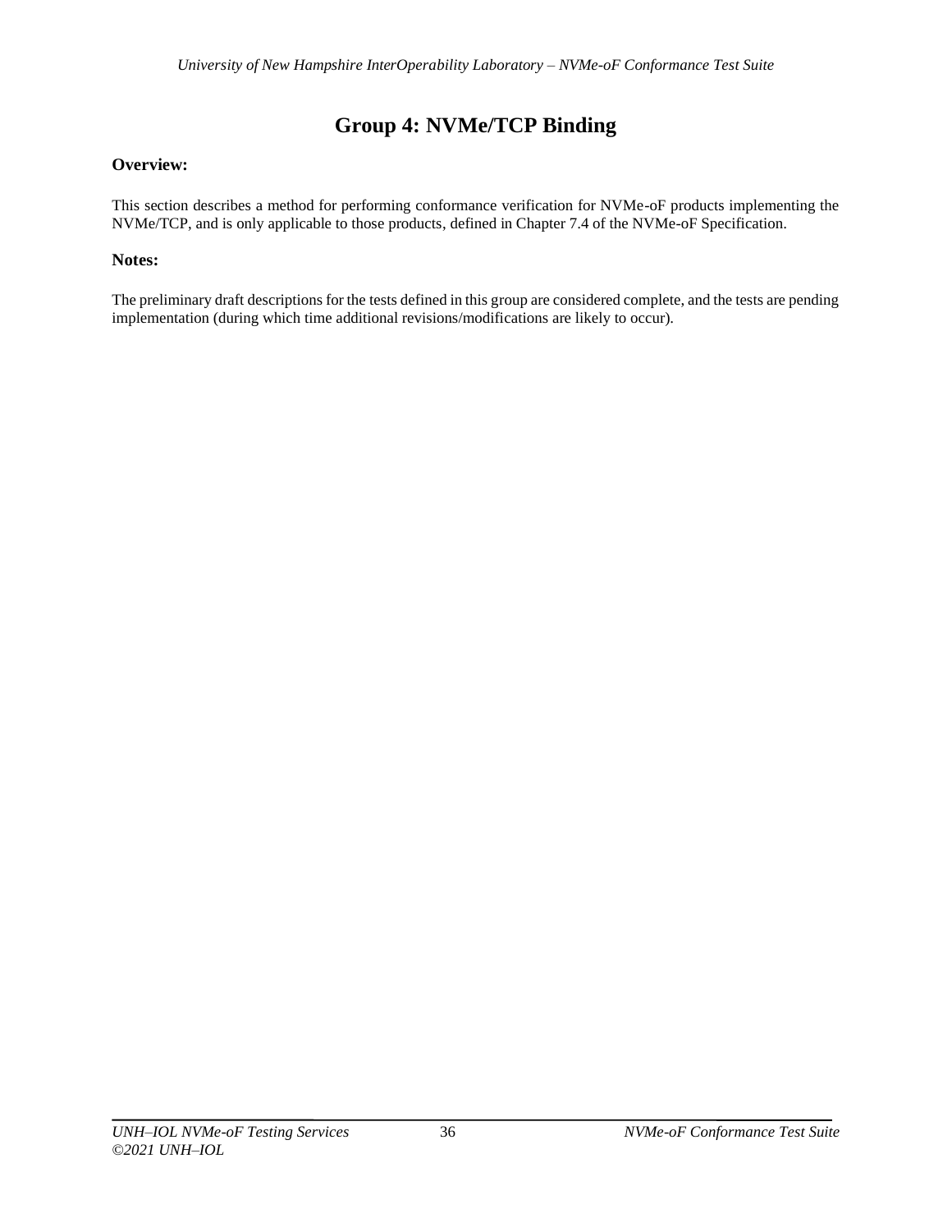# Group 4: NVMe/TCP Binding

**Overview:**

This section describes a method for performing conformance verification for NVMe-oF products implementing the NVMe/TCP, and is only applicable to those products, defined in Chapter 7.4 of the NVMe-oF Specification.

**Notes:**

The preliminary draft descriptions for the tests defined in this group are considered complete, and the tests are pending implementation (during which time additional revisions/modifications are likely to occur).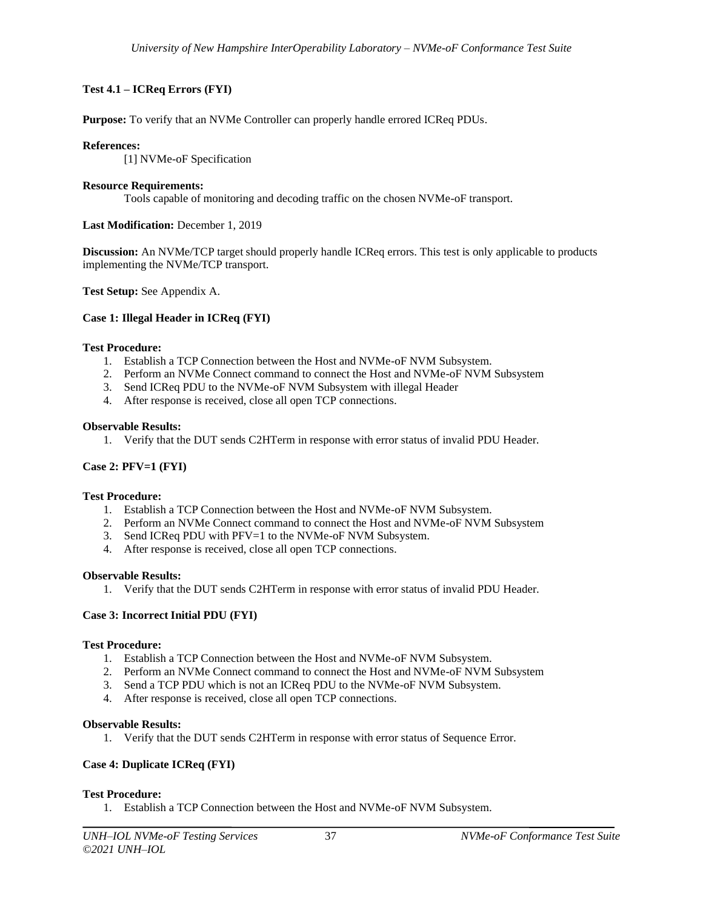### Test 4.1 – ICReq Errors (FYI)

**Purpose:** To verify that an NVMe Controller can properly handle errored ICReq PDUs.

**References:**

[1] NVMe-oF Specification

**Resource Requirements:**

Tools capable of monitoring and decoding traffic on the chosen NVMe-oF transport.

**Last Modification:** December 1, 2019

**Discussion:** An NVMe/TCP target should properly handle ICReq errors. This test is only applicable to products implementing the NVMe/TCP transport.

**Test Setup:** See Appendix A.

#### Case 1: Illegal Header in ICReq (FYI)

**Test Procedure:**

1. Establish a TCP Connection between the Host and NVMe-oF NVM Subsystem.
2. Perform an NVMe Connect command to connect the Host and NVMe-oF NVM Subsystem
3. Send ICReq PDU to the NVMe-oF NVM Subsystem with illegal Header
4. After response is received, close all open TCP connections.

**Observable Results:**

1. Verify that the DUT sends C2HTerm in response with error status of invalid PDU Header.

#### Case 2: PFV=1 (FYI)

**Test Procedure:**

1. Establish a TCP Connection between the Host and NVMe-oF NVM Subsystem.
2. Perform an NVMe Connect command to connect the Host and NVMe-oF NVM Subsystem
3. Send ICReq PDU with PFV=1 to the NVMe-oF NVM Subsystem.
4. After response is received, close all open TCP connections.

**Observable Results:**

1. Verify that the DUT sends C2HTerm in response with error status of invalid PDU Header.

#### Case 3: Incorrect Initial PDU (FYI)

**Test Procedure:**

1. Establish a TCP Connection between the Host and NVMe-oF NVM Subsystem.
2. Perform an NVMe Connect command to connect the Host and NVMe-oF NVM Subsystem
3. Send a TCP PDU which is not an ICReq PDU to the NVMe-oF NVM Subsystem.
4. After response is received, close all open TCP connections.

**Observable Results:**

1. Verify that the DUT sends C2HTerm in response with error status of Sequence Error.

#### Case 4: Duplicate ICReq (FYI)

**Test Procedure:**

1. Establish a TCP Connection between the Host and NVMe-oF NVM Subsystem.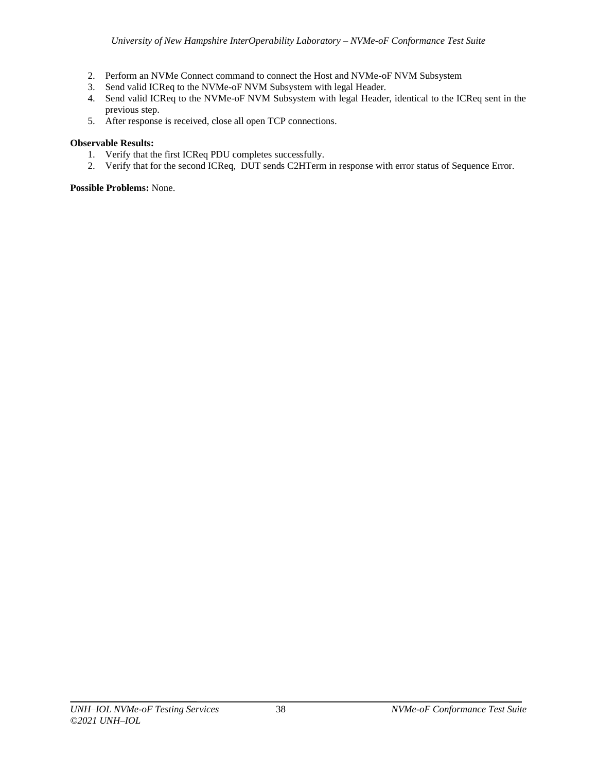2. Perform an NVMe Connect command to connect the Host and NVMe-oF NVM Subsystem
3. Send valid ICReq to the NVMe-oF NVM Subsystem with legal Header.
4. Send valid ICReq to the NVMe-oF NVM Subsystem with legal Header, identical to the ICReq sent in the previous step.
5. After response is received, close all open TCP connections.

**Observable Results:**

1. Verify that the first ICReq PDU completes successfully.
2. Verify that for the second ICReq, DUT sends C2HTerm in response with error status of Sequence Error.

**Possible Problems:** None.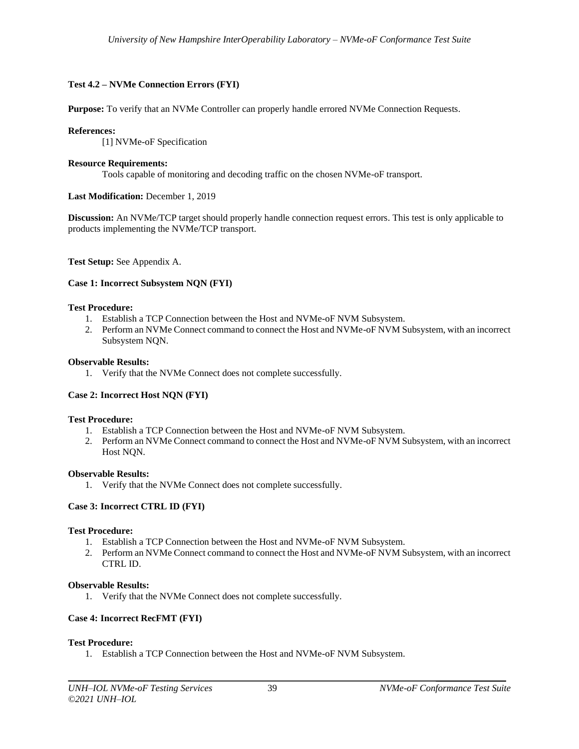### Test 4.2 – NVMe Connection Errors (FYI)

**Purpose:** To verify that an NVMe Controller can properly handle errored NVMe Connection Requests.

**References:**

[1] NVMe-oF Specification

**Resource Requirements:**

Tools capable of monitoring and decoding traffic on the chosen NVMe-oF transport.

**Last Modification:** December 1, 2019

**Discussion:** An NVMe/TCP target should properly handle connection request errors. This test is only applicable to products implementing the NVMe/TCP transport.

**Test Setup:** See Appendix A.

**Case 1: Incorrect Subsystem NQN (FYI)**

**Test Procedure:**

1. Establish a TCP Connection between the Host and NVMe-oF NVM Subsystem.
2. Perform an NVMe Connect command to connect the Host and NVMe-oF NVM Subsystem, with an incorrect Subsystem NQN.

**Observable Results:**

1. Verify that the NVMe Connect does not complete successfully.

**Case 2: Incorrect Host NQN (FYI)**

**Test Procedure:**

1. Establish a TCP Connection between the Host and NVMe-oF NVM Subsystem.
2. Perform an NVMe Connect command to connect the Host and NVMe-oF NVM Subsystem, with an incorrect Host NQN.

**Observable Results:**

1. Verify that the NVMe Connect does not complete successfully.

**Case 3: Incorrect CTRL ID (FYI)**

**Test Procedure:**

1. Establish a TCP Connection between the Host and NVMe-oF NVM Subsystem.
2. Perform an NVMe Connect command to connect the Host and NVMe-oF NVM Subsystem, with an incorrect CTRL ID.

**Observable Results:**

1. Verify that the NVMe Connect does not complete successfully.

**Case 4: Incorrect RecFMT (FYI)**

**Test Procedure:**

1. Establish a TCP Connection between the Host and NVMe-oF NVM Subsystem.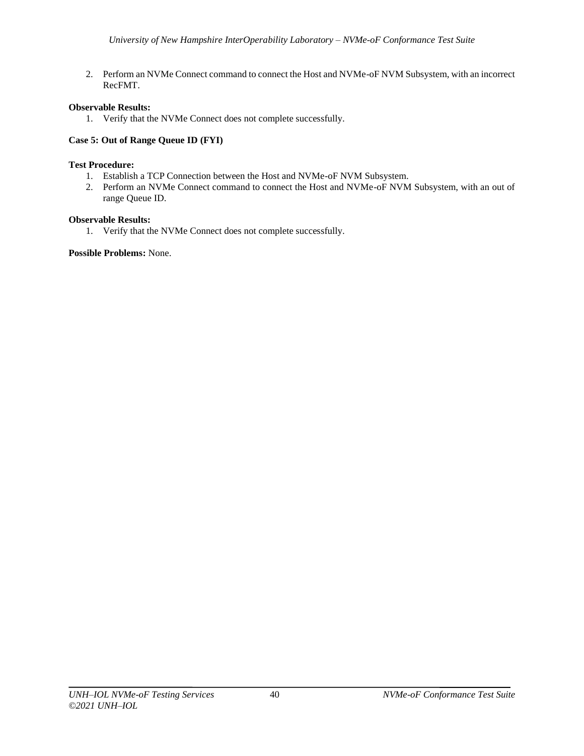2. Perform an NVMe Connect command to connect the Host and NVMe-oF NVM Subsystem, with an incorrect RecFMT.

**Observable Results:**

1. Verify that the NVMe Connect does not complete successfully.

**Case 5: Out of Range Queue ID (FYI)**

**Test Procedure:**

1. Establish a TCP Connection between the Host and NVMe-oF NVM Subsystem.
2. Perform an NVMe Connect command to connect the Host and NVMe-oF NVM Subsystem, with an out of range Queue ID.

**Observable Results:**

1. Verify that the NVMe Connect does not complete successfully.

**Possible Problems:** None.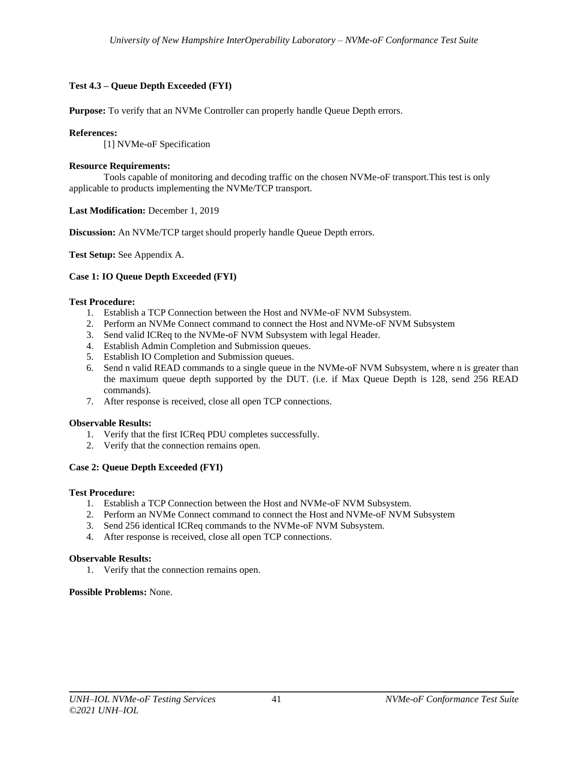### Test 4.3 – Queue Depth Exceeded (FYI)

**Purpose:** To verify that an NVMe Controller can properly handle Queue Depth errors.

**References:**

[1] NVMe-oF Specification

**Resource Requirements:**

Tools capable of monitoring and decoding traffic on the chosen NVMe-oF transport.This test is only applicable to products implementing the NVMe/TCP transport.

**Last Modification:** December 1, 2019

**Discussion:** An NVMe/TCP target should properly handle Queue Depth errors.

**Test Setup:** See Appendix A.

**Case 1: IO Queue Depth Exceeded (FYI)**

**Test Procedure:**

1. Establish a TCP Connection between the Host and NVMe-oF NVM Subsystem.
2. Perform an NVMe Connect command to connect the Host and NVMe-oF NVM Subsystem
3. Send valid ICReq to the NVMe-oF NVM Subsystem with legal Header.
4. Establish Admin Completion and Submission queues.
5. Establish IO Completion and Submission queues.
6. Send n valid READ commands to a single queue in the NVMe-oF NVM Subsystem, where n is greater than the maximum queue depth supported by the DUT. (i.e. if Max Queue Depth is 128, send 256 READ commands).
7. After response is received, close all open TCP connections.

**Observable Results:**

1. Verify that the first ICReq PDU completes successfully.
2. Verify that the connection remains open.

**Case 2: Queue Depth Exceeded (FYI)**

**Test Procedure:**

1. Establish a TCP Connection between the Host and NVMe-oF NVM Subsystem.
2. Perform an NVMe Connect command to connect the Host and NVMe-oF NVM Subsystem
3. Send 256 identical ICReq commands to the NVMe-oF NVM Subsystem.
4. After response is received, close all open TCP connections.

**Observable Results:**

1. Verify that the connection remains open.

**Possible Problems:** None.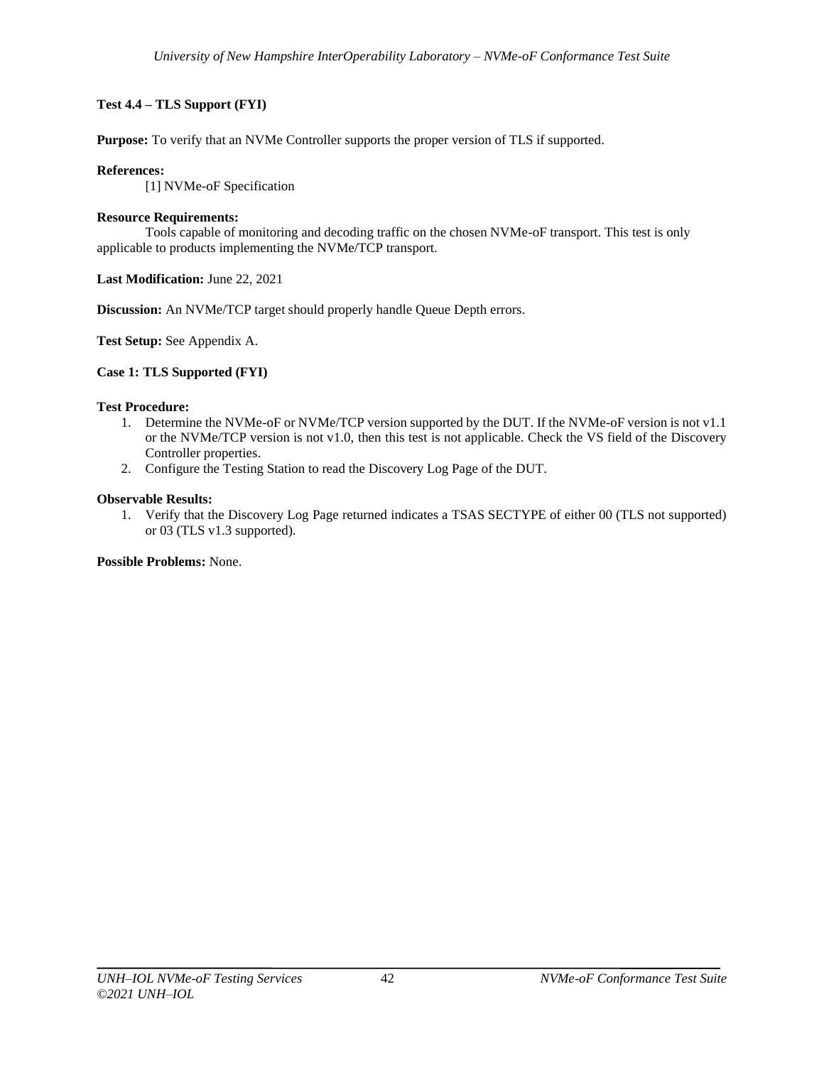**Test 4.4 – TLS Support (FYI)**

**Purpose:** To verify that an NVMe Controller supports the proper version of TLS if supported.

**References:**

[1] NVMe-oF Specification

**Resource Requirements:**

Tools capable of monitoring and decoding traffic on the chosen NVMe-oF transport. This test is only applicable to products implementing the NVMe/TCP transport.

**Last Modification:** June 22, 2021

**Discussion:** An NVMe/TCP target should properly handle Queue Depth errors.

**Test Setup:** See Appendix A.

**Case 1: TLS Supported (FYI)**

**Test Procedure:**

1. Determine the NVMe-oF or NVMe/TCP version supported by the DUT. If the NVMe-oF version is not v1.1 or the NVMe/TCP version is not v1.0, then this test is not applicable. Check the VS field of the Discovery Controller properties.
2. Configure the Testing Station to read the Discovery Log Page of the DUT.

**Observable Results:**

1. Verify that the Discovery Log Page returned indicates a TSAS SECTYPE of either 00 (TLS not supported) or 03 (TLS v1.3 supported).

**Possible Problems:** None.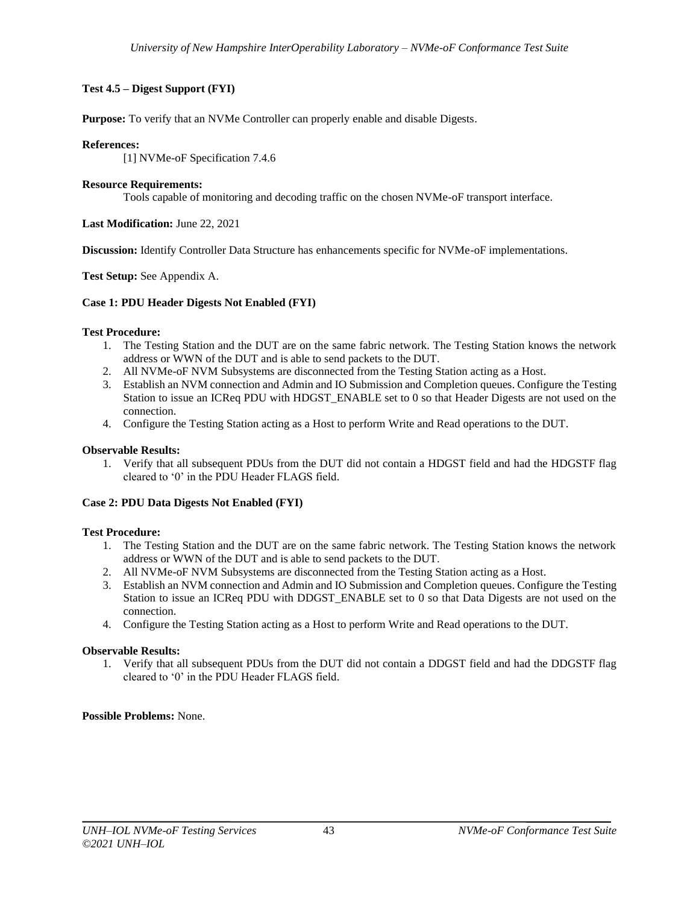### Test 4.5 – Digest Support (FYI)

**Purpose:** To verify that an NVMe Controller can properly enable and disable Digests.

**References:**

[1] NVMe-oF Specification 7.4.6

**Resource Requirements:**

Tools capable of monitoring and decoding traffic on the chosen NVMe-oF transport interface.

**Last Modification:** June 22, 2021

**Discussion:** Identify Controller Data Structure has enhancements specific for NVMe-oF implementations.

**Test Setup:** See Appendix A.

#### Case 1: PDU Header Digests Not Enabled (FYI)

**Test Procedure:**

1. The Testing Station and the DUT are on the same fabric network. The Testing Station knows the network address or WWN of the DUT and is able to send packets to the DUT.
2. All NVMe-oF NVM Subsystems are disconnected from the Testing Station acting as a Host.
3. Establish an NVM connection and Admin and IO Submission and Completion queues. Configure the Testing Station to issue an ICReq PDU with HDGST_ENABLE set to 0 so that Header Digests are not used on the connection.
4. Configure the Testing Station acting as a Host to perform Write and Read operations to the DUT.

**Observable Results:**

1. Verify that all subsequent PDUs from the DUT did not contain a HDGST field and had the HDGSTF flag cleared to '0' in the PDU Header FLAGS field.

#### Case 2: PDU Data Digests Not Enabled (FYI)

**Test Procedure:**

1. The Testing Station and the DUT are on the same fabric network. The Testing Station knows the network address or WWN of the DUT and is able to send packets to the DUT.
2. All NVMe-oF NVM Subsystems are disconnected from the Testing Station acting as a Host.
3. Establish an NVM connection and Admin and IO Submission and Completion queues. Configure the Testing Station to issue an ICReq PDU with DDGST_ENABLE set to 0 so that Data Digests are not used on the connection.
4. Configure the Testing Station acting as a Host to perform Write and Read operations to the DUT.

**Observable Results:**

1. Verify that all subsequent PDUs from the DUT did not contain a DDGST field and had the DDGSTF flag cleared to '0' in the PDU Header FLAGS field.

**Possible Problems:** None.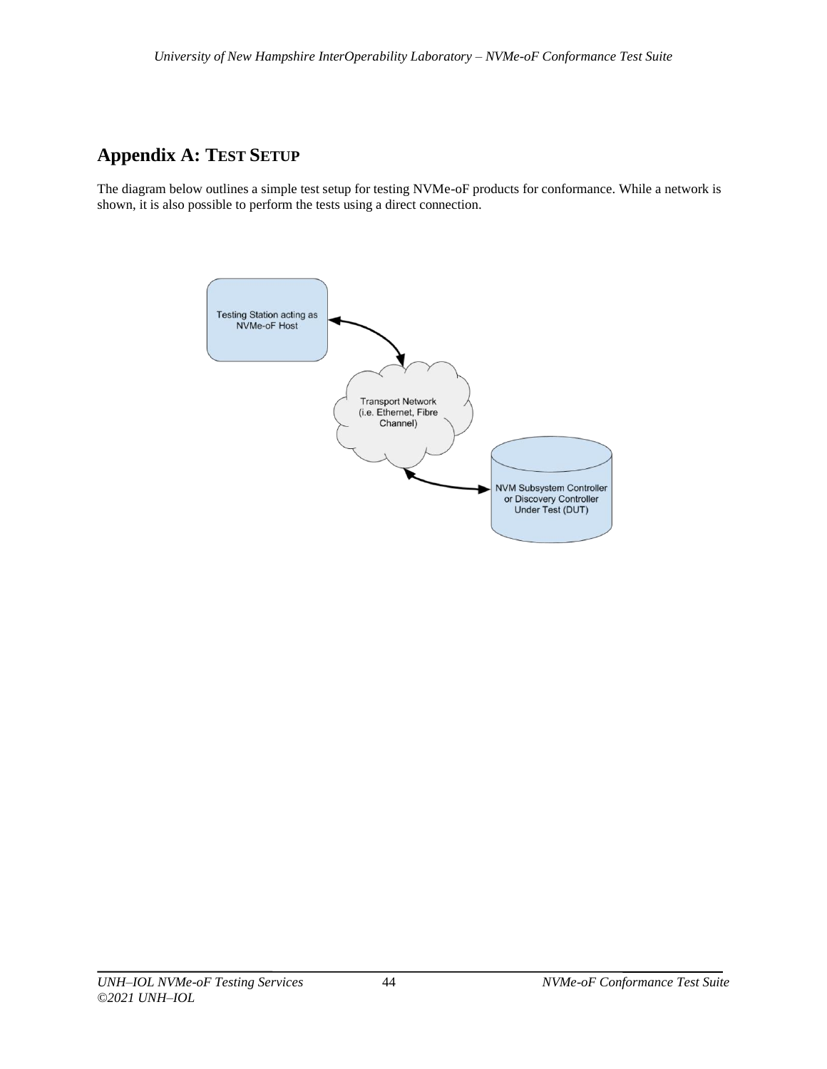# Appendix A: TEST SETUP

The diagram below outlines a simple test setup for testing NVMe-oF products for conformance. While a network is shown, it is also possible to perform the tests using a direct connection.

Testing Station acting as NVMe-oF Host

Transport Network (i.e. Ethernet, Fibre Channel)

NVM Subsystem Controller or Discovery Controller Under Test (DUT)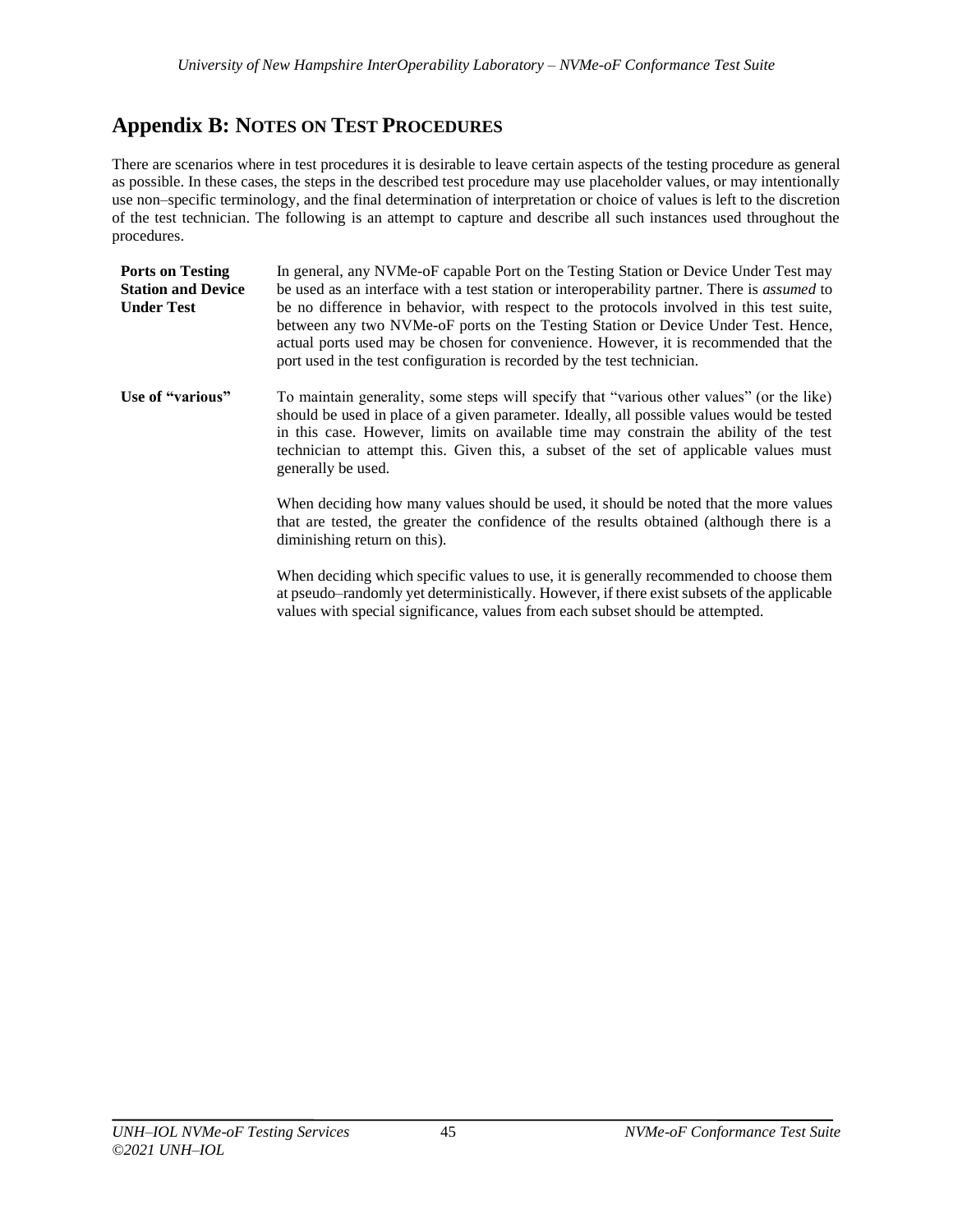# Appendix B: Notes on Test Procedures

There are scenarios where in test procedures it is desirable to leave certain aspects of the testing procedure as general as possible. In these cases, the steps in the described test procedure may use placeholder values, or may intentionally use non–specific terminology, and the final determination of interpretation or choice of values is left to the discretion of the test technician. The following is an attempt to capture and describe all such instances used throughout the procedures.

**Ports on Testing Station and Device Under Test**

In general, any NVMe-oF capable Port on the Testing Station or Device Under Test may be used as an interface with a test station or interoperability partner. There is *assumed* to be no difference in behavior, with respect to the protocols involved in this test suite, between any two NVMe-oF ports on the Testing Station or Device Under Test. Hence, actual ports used may be chosen for convenience. However, it is recommended that the port used in the test configuration is recorded by the test technician.

**Use of "various"**

To maintain generality, some steps will specify that "various other values" (or the like) should be used in place of a given parameter. Ideally, all possible values would be tested in this case. However, limits on available time may constrain the ability of the test technician to attempt this. Given this, a subset of the set of applicable values must generally be used.

When deciding how many values should be used, it should be noted that the more values that are tested, the greater the confidence of the results obtained (although there is a diminishing return on this).

When deciding which specific values to use, it is generally recommended to choose them at pseudo–randomly yet deterministically. However, if there exist subsets of the applicable values with special significance, values from each subset should be attempted.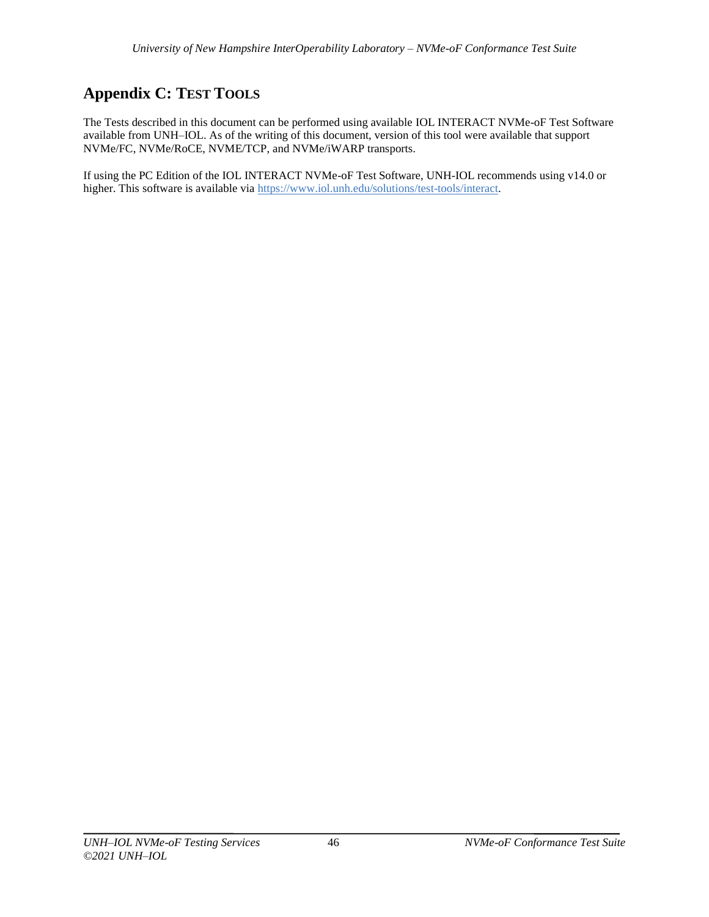# Appendix C: TEST TOOLS

The Tests described in this document can be performed using available IOL INTERACT NVMe-oF Test Software available from UNH–IOL. As of the writing of this document, version of this tool were available that support NVMe/FC, NVMe/RoCE, NVME/TCP, and NVMe/iWARP transports.

If using the PC Edition of the IOL INTERACT NVMe-oF Test Software, UNH-IOL recommends using v14.0 or higher. This software is available via https://www.iol.unh.edu/solutions/test-tools/interact.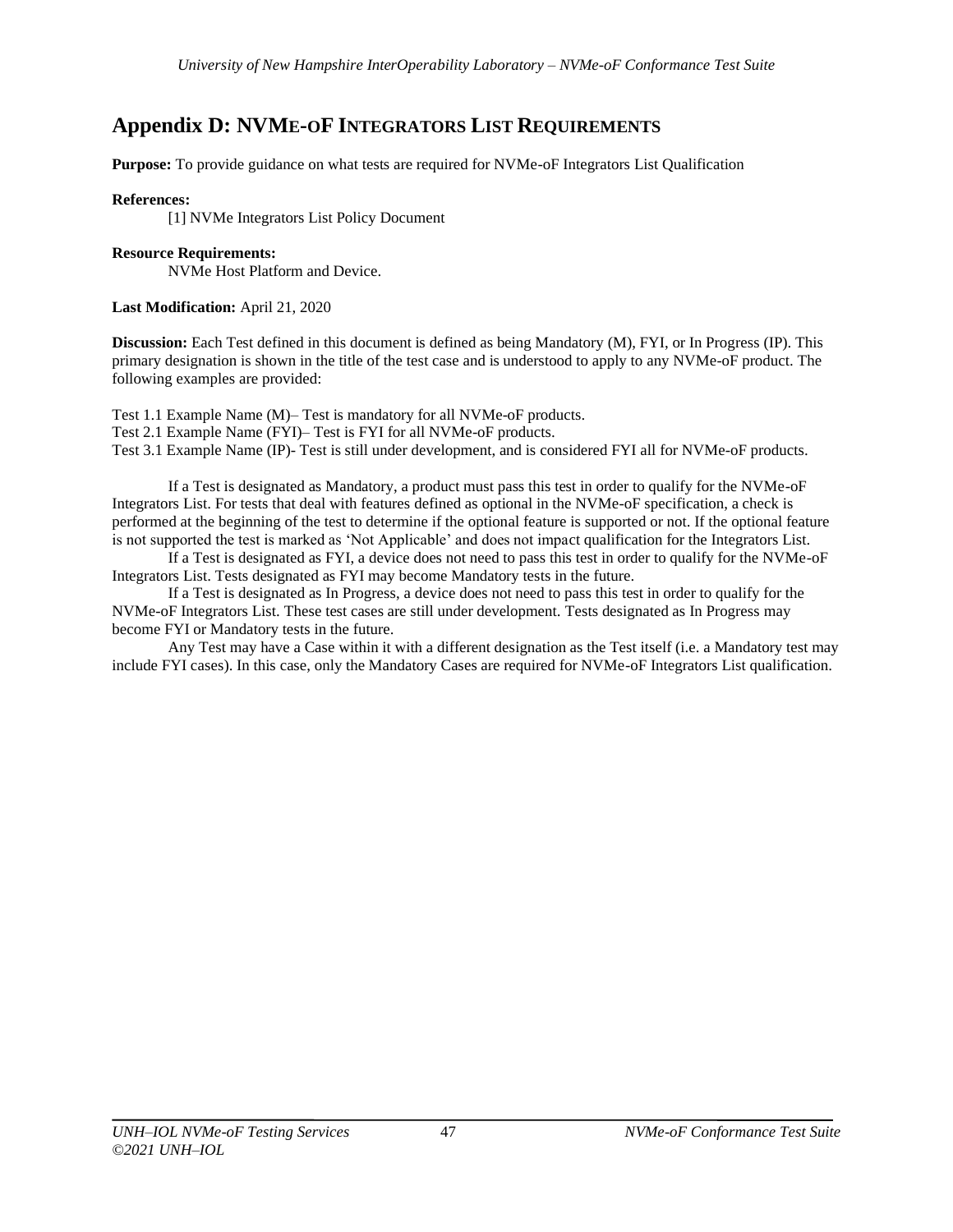# Appendix D: NVMe-oF Integrators List Requirements

**Purpose:** To provide guidance on what tests are required for NVMe-oF Integrators List Qualification

**References:**

[1] NVMe Integrators List Policy Document

**Resource Requirements:**

NVMe Host Platform and Device.

**Last Modification:** April 21, 2020

**Discussion:** Each Test defined in this document is defined as being Mandatory (M), FYI, or In Progress (IP). This primary designation is shown in the title of the test case and is understood to apply to any NVMe-oF product. The following examples are provided:

Test 1.1 Example Name (M)– Test is mandatory for all NVMe-oF products.
Test 2.1 Example Name (FYI)– Test is FYI for all NVMe-oF products.
Test 3.1 Example Name (IP)- Test is still under development, and is considered FYI all for NVMe-oF products.

If a Test is designated as Mandatory, a product must pass this test in order to qualify for the NVMe-oF Integrators List. For tests that deal with features defined as optional in the NVMe-oF specification, a check is performed at the beginning of the test to determine if the optional feature is supported or not. If the optional feature is not supported the test is marked as 'Not Applicable' and does not impact qualification for the Integrators List.

If a Test is designated as FYI, a device does not need to pass this test in order to qualify for the NVMe-oF Integrators List. Tests designated as FYI may become Mandatory tests in the future.

If a Test is designated as In Progress, a device does not need to pass this test in order to qualify for the NVMe-oF Integrators List. These test cases are still under development. Tests designated as In Progress may become FYI or Mandatory tests in the future.

Any Test may have a Case within it with a different designation as the Test itself (i.e. a Mandatory test may include FYI cases). In this case, only the Mandatory Cases are required for NVMe-oF Integrators List qualification.